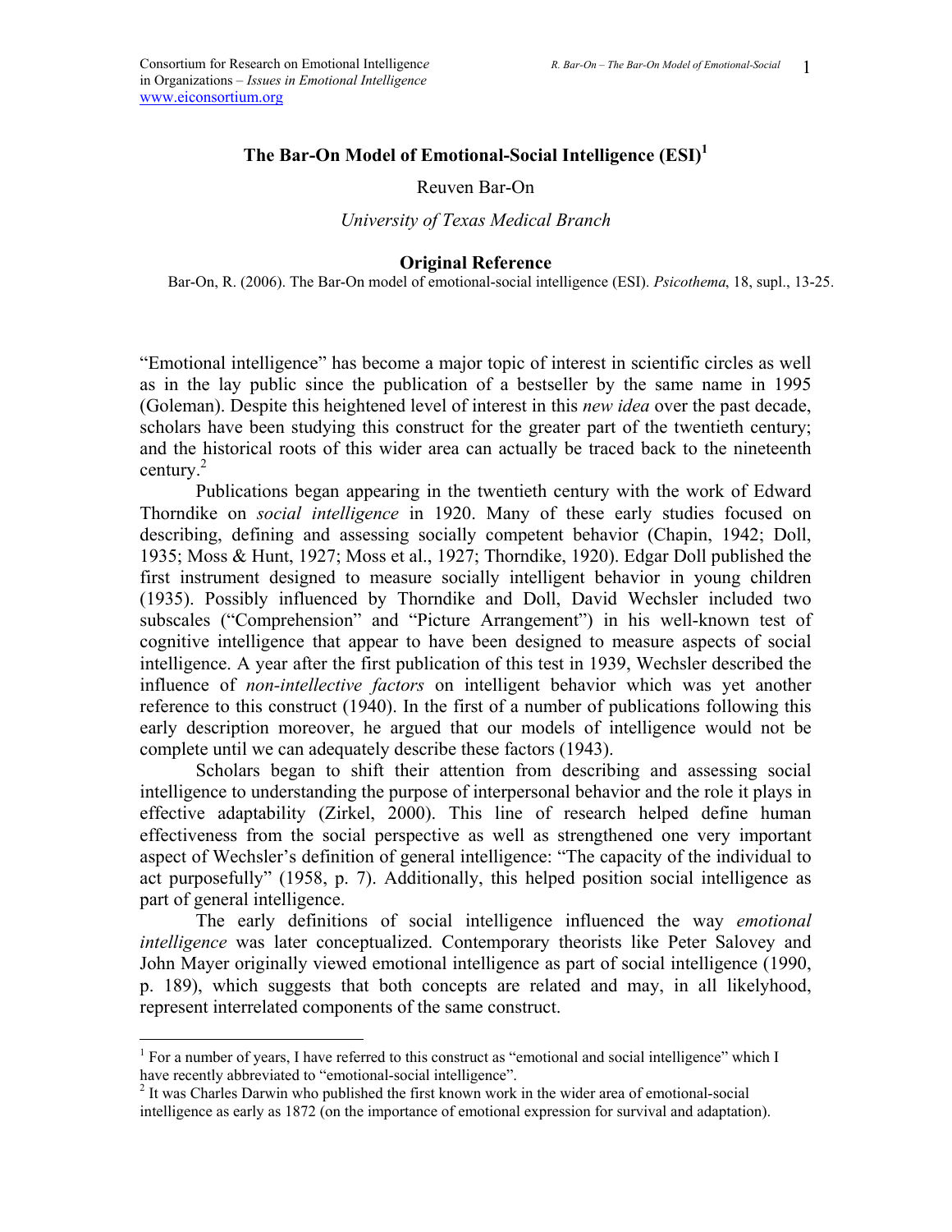Consortium for Research on Emotional Intelligence in Organizations – *Issues in Emotional Intelligence*
www.eiconsortium.org

# The Bar-On Model of Emotional-Social Intelligence (ESI)[1]

Reuven Bar-On

*University of Texas Medical Branch*

## Original Reference

Bar-On, R. (2006). The Bar-On model of emotional-social intelligence (ESI). *Psicothema*, 18, supl., 13-25.

"Emotional intelligence" has become a major topic of interest in scientific circles as well as in the lay public since the publication of a bestseller by the same name in 1995 (Goleman). Despite this heightened level of interest in this *new idea* over the past decade, scholars have been studying this construct for the greater part of the twentieth century; and the historical roots of this wider area can actually be traced back to the nineteenth century.[2]

Publications began appearing in the twentieth century with the work of Edward Thorndike on *social intelligence* in 1920. Many of these early studies focused on describing, defining and assessing socially competent behavior (Chapin, 1942; Doll, 1935; Moss & Hunt, 1927; Moss et al., 1927; Thorndike, 1920). Edgar Doll published the first instrument designed to measure socially intelligent behavior in young children (1935). Possibly influenced by Thorndike and Doll, David Wechsler included two subscales ("Comprehension" and "Picture Arrangement") in his well-known test of cognitive intelligence that appear to have been designed to measure aspects of social intelligence. A year after the first publication of this test in 1939, Wechsler described the influence of *non-intellective factors* on intelligent behavior which was yet another reference to this construct (1940). In the first of a number of publications following this early description moreover, he argued that our models of intelligence would not be complete until we can adequately describe these factors (1943).

Scholars began to shift their attention from describing and assessing social intelligence to understanding the purpose of interpersonal behavior and the role it plays in effective adaptability (Zirkel, 2000). This line of research helped define human effectiveness from the social perspective as well as strengthened one very important aspect of Wechsler's definition of general intelligence: "The capacity of the individual to act purposefully" (1958, p. 7). Additionally, this helped position social intelligence as part of general intelligence.

The early definitions of social intelligence influenced the way *emotional intelligence* was later conceptualized. Contemporary theorists like Peter Salovey and John Mayer originally viewed emotional intelligence as part of social intelligence (1990, p. 189), which suggests that both concepts are related and may, in all likelyhood, represent interrelated components of the same construct.

---

[1] For a number of years, I have referred to this construct as "emotional and social intelligence" which I have recently abbreviated to "emotional-social intelligence".

[2] It was Charles Darwin who published the first known work in the wider area of emotional-social intelligence as early as 1872 (on the importance of emotional expression for survival and adaptation).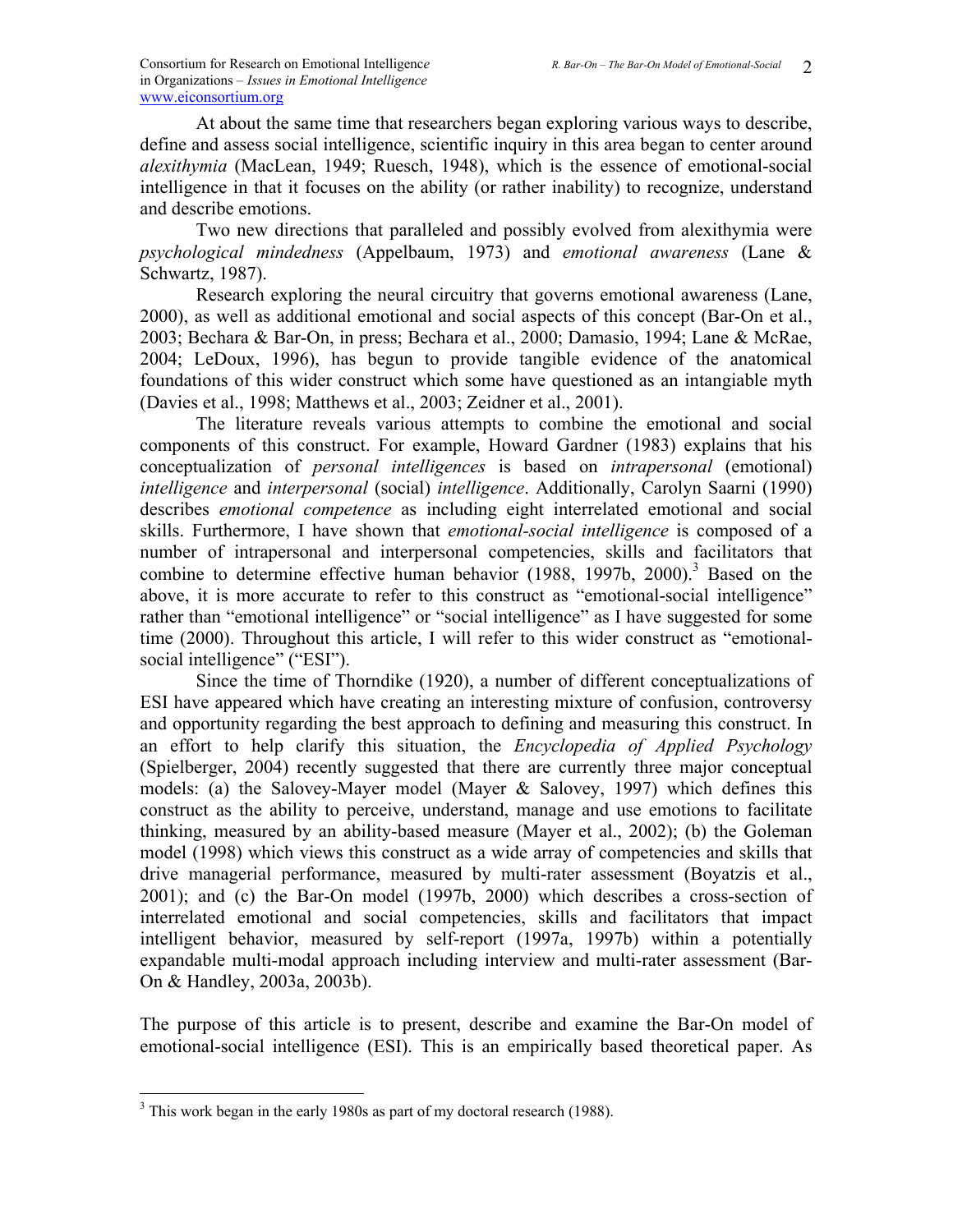At about the same time that researchers began exploring various ways to describe, define and assess social intelligence, scientific inquiry in this area began to center around *alexithymia* (MacLean, 1949; Ruesch, 1948), which is the essence of emotional-social intelligence in that it focuses on the ability (or rather inability) to recognize, understand and describe emotions.

Two new directions that paralleled and possibly evolved from alexithymia were *psychological mindedness* (Appelbaum, 1973) and *emotional awareness* (Lane & Schwartz, 1987).

Research exploring the neural circuitry that governs emotional awareness (Lane, 2000), as well as additional emotional and social aspects of this concept (Bar-On et al., 2003; Bechara & Bar-On, in press; Bechara et al., 2000; Damasio, 1994; Lane & McRae, 2004; LeDoux, 1996), has begun to provide tangible evidence of the anatomical foundations of this wider construct which some have questioned as an intangible myth (Davies et al., 1998; Matthews et al., 2003; Zeidner et al., 2001).

The literature reveals various attempts to combine the emotional and social components of this construct. For example, Howard Gardner (1983) explains that his conceptualization of *personal intelligences* is based on *intrapersonal* (emotional) *intelligence* and *interpersonal* (social) *intelligence*. Additionally, Carolyn Saarni (1990) describes *emotional competence* as including eight interrelated emotional and social skills. Furthermore, I have shown that *emotional-social intelligence* is composed of a number of intrapersonal and interpersonal competencies, skills and facilitators that combine to determine effective human behavior (1988, 1997b, 2000).[3] Based on the above, it is more accurate to refer to this construct as "emotional-social intelligence" rather than "emotional intelligence" or "social intelligence" as I have suggested for some time (2000). Throughout this article, I will refer to this wider construct as "emotional-social intelligence" ("ESI").

Since the time of Thorndike (1920), a number of different conceptualizations of ESI have appeared which have creating an interesting mixture of confusion, controversy and opportunity regarding the best approach to defining and measuring this construct. In an effort to help clarify this situation, the *Encyclopedia of Applied Psychology* (Spielberger, 2004) recently suggested that there are currently three major conceptual models: (a) the Salovey-Mayer model (Mayer & Salovey, 1997) which defines this construct as the ability to perceive, understand, manage and use emotions to facilitate thinking, measured by an ability-based measure (Mayer et al., 2002); (b) the Goleman model (1998) which views this construct as a wide array of competencies and skills that drive managerial performance, measured by multi-rater assessment (Boyatzis et al., 2001); and (c) the Bar-On model (1997b, 2000) which describes a cross-section of interrelated emotional and social competencies, skills and facilitators that impact intelligent behavior, measured by self-report (1997a, 1997b) within a potentially expandable multi-modal approach including interview and multi-rater assessment (Bar-On & Handley, 2003a, 2003b).

The purpose of this article is to present, describe and examine the Bar-On model of emotional-social intelligence (ESI). This is an empirically based theoretical paper. As

[3] This work began in the early 1980s as part of my doctoral research (1988).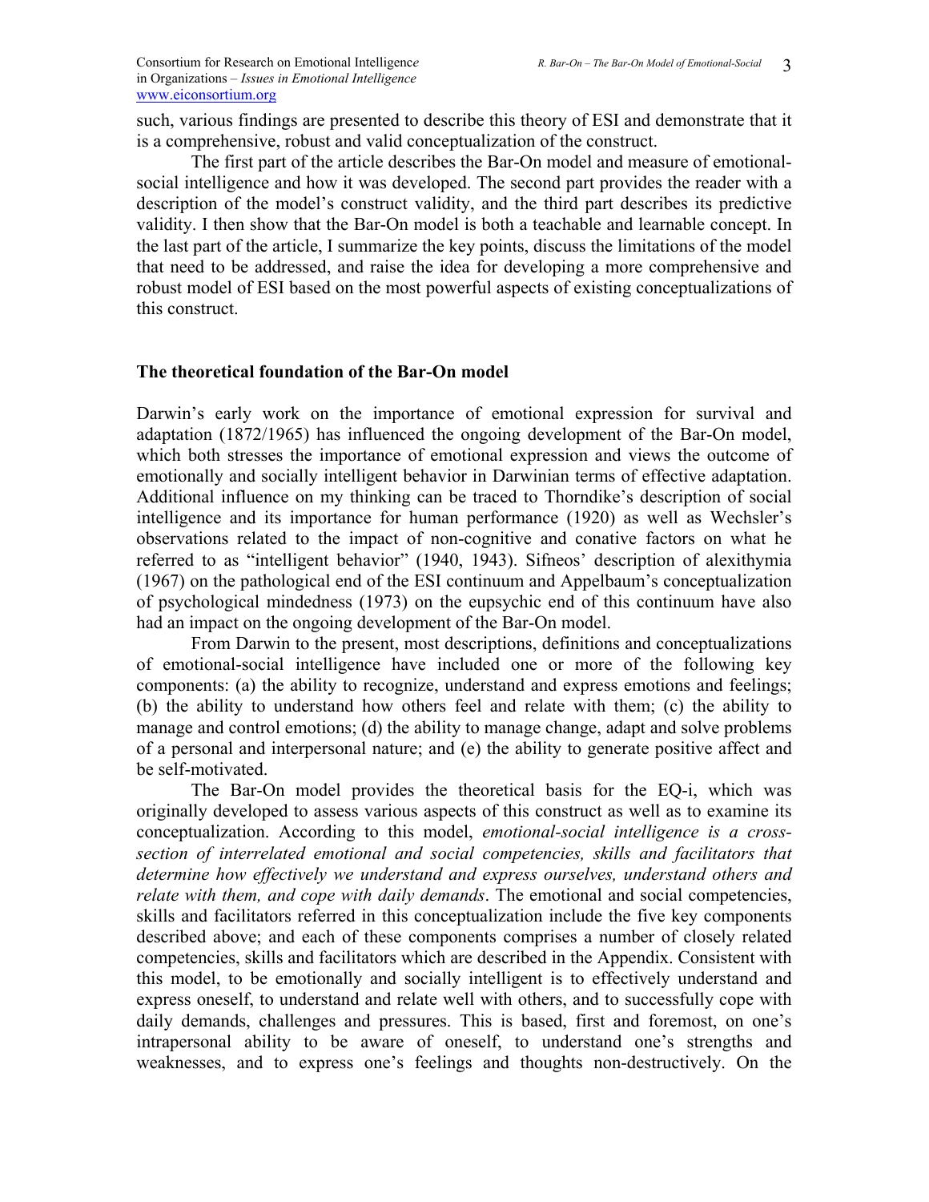such, various findings are presented to describe this theory of ESI and demonstrate that it is a comprehensive, robust and valid conceptualization of the construct.

The first part of the article describes the Bar-On model and measure of emotional-social intelligence and how it was developed. The second part provides the reader with a description of the model's construct validity, and the third part describes its predictive validity. I then show that the Bar-On model is both a teachable and learnable concept. In the last part of the article, I summarize the key points, discuss the limitations of the model that need to be addressed, and raise the idea for developing a more comprehensive and robust model of ESI based on the most powerful aspects of existing conceptualizations of this construct.

## The theoretical foundation of the Bar-On model

Darwin's early work on the importance of emotional expression for survival and adaptation (1872/1965) has influenced the ongoing development of the Bar-On model, which both stresses the importance of emotional expression and views the outcome of emotionally and socially intelligent behavior in Darwinian terms of effective adaptation. Additional influence on my thinking can be traced to Thorndike's description of social intelligence and its importance for human performance (1920) as well as Wechsler's observations related to the impact of non-cognitive and conative factors on what he referred to as "intelligent behavior" (1940, 1943). Sifneos' description of alexithymia (1967) on the pathological end of the ESI continuum and Appelbaum's conceptualization of psychological mindedness (1973) on the eupsychic end of this continuum have also had an impact on the ongoing development of the Bar-On model.

From Darwin to the present, most descriptions, definitions and conceptualizations of emotional-social intelligence have included one or more of the following key components: (a) the ability to recognize, understand and express emotions and feelings; (b) the ability to understand how others feel and relate with them; (c) the ability to manage and control emotions; (d) the ability to manage change, adapt and solve problems of a personal and interpersonal nature; and (e) the ability to generate positive affect and be self-motivated.

The Bar-On model provides the theoretical basis for the EQ-i, which was originally developed to assess various aspects of this construct as well as to examine its conceptualization. According to this model, *emotional-social intelligence is a cross-section of interrelated emotional and social competencies, skills and facilitators that determine how effectively we understand and express ourselves, understand others and relate with them, and cope with daily demands*. The emotional and social competencies, skills and facilitators referred in this conceptualization include the five key components described above; and each of these components comprises a number of closely related competencies, skills and facilitators which are described in the Appendix. Consistent with this model, to be emotionally and socially intelligent is to effectively understand and express oneself, to understand and relate well with others, and to successfully cope with daily demands, challenges and pressures. This is based, first and foremost, on one's intrapersonal ability to be aware of oneself, to understand one's strengths and weaknesses, and to express one's feelings and thoughts non-destructively. On the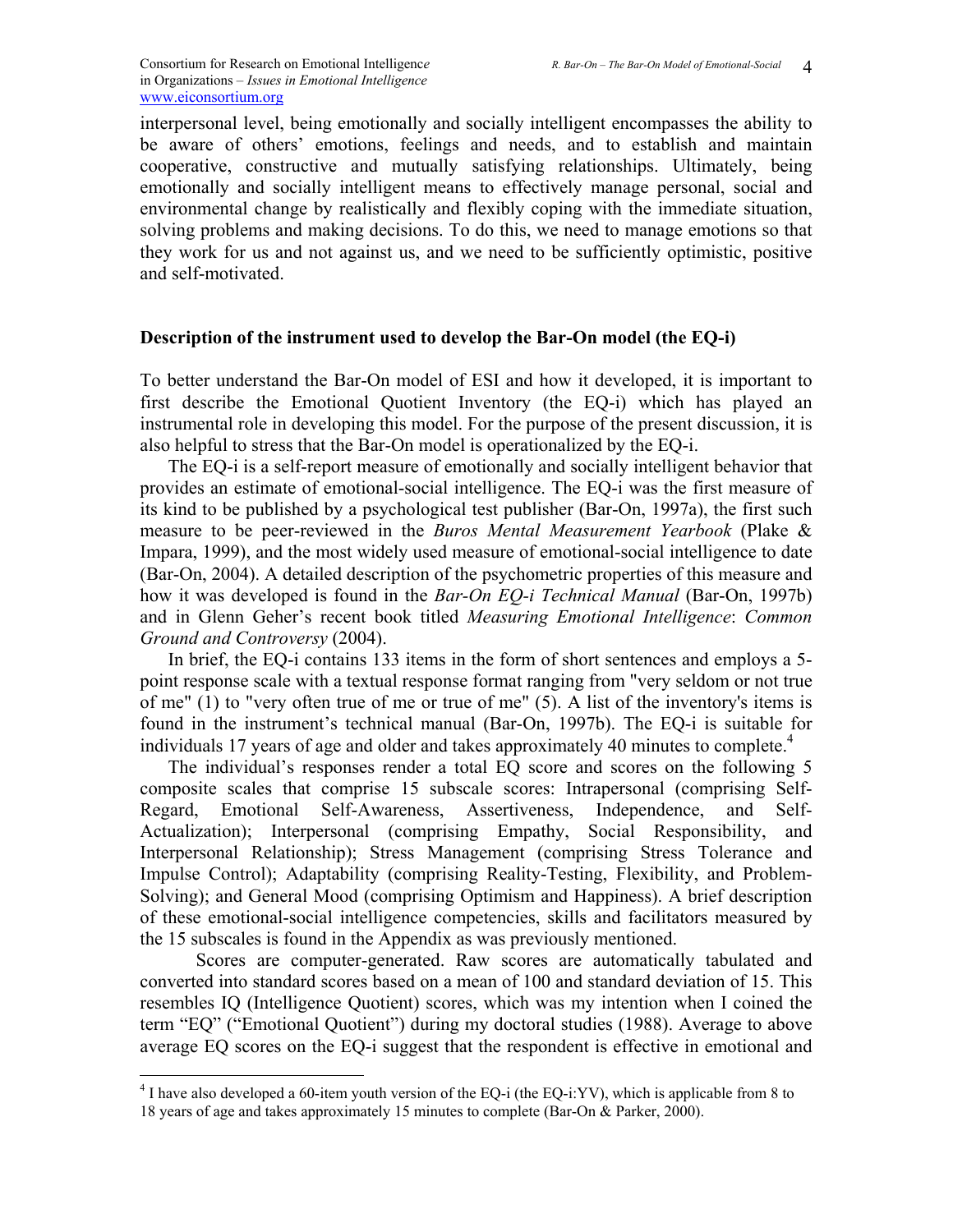interpersonal level, being emotionally and socially intelligent encompasses the ability to be aware of others' emotions, feelings and needs, and to establish and maintain cooperative, constructive and mutually satisfying relationships. Ultimately, being emotionally and socially intelligent means to effectively manage personal, social and environmental change by realistically and flexibly coping with the immediate situation, solving problems and making decisions. To do this, we need to manage emotions so that they work for us and not against us, and we need to be sufficiently optimistic, positive and self-motivated.

## Description of the instrument used to develop the Bar-On model (the EQ-i)

To better understand the Bar-On model of ESI and how it developed, it is important to first describe the Emotional Quotient Inventory (the EQ-i) which has played an instrumental role in developing this model. For the purpose of the present discussion, it is also helpful to stress that the Bar-On model is operationalized by the EQ-i.

The EQ-i is a self-report measure of emotionally and socially intelligent behavior that provides an estimate of emotional-social intelligence. The EQ-i was the first measure of its kind to be published by a psychological test publisher (Bar-On, 1997a), the first such measure to be peer-reviewed in the *Buros Mental Measurement Yearbook* (Plake & Impara, 1999), and the most widely used measure of emotional-social intelligence to date (Bar-On, 2004). A detailed description of the psychometric properties of this measure and how it was developed is found in the *Bar-On EQ-i Technical Manual* (Bar-On, 1997b) and in Glenn Geher's recent book titled *Measuring Emotional Intelligence*: *Common Ground and Controversy* (2004).

In brief, the EQ-i contains 133 items in the form of short sentences and employs a 5-point response scale with a textual response format ranging from "very seldom or not true of me" (1) to "very often true of me or true of me" (5). A list of the inventory's items is found in the instrument's technical manual (Bar-On, 1997b). The EQ-i is suitable for individuals 17 years of age and older and takes approximately 40 minutes to complete.[4]

The individual's responses render a total EQ score and scores on the following 5 composite scales that comprise 15 subscale scores: Intrapersonal (comprising Self-Regard, Emotional Self-Awareness, Assertiveness, Independence, and Self-Actualization); Interpersonal (comprising Empathy, Social Responsibility, and Interpersonal Relationship); Stress Management (comprising Stress Tolerance and Impulse Control); Adaptability (comprising Reality-Testing, Flexibility, and Problem-Solving); and General Mood (comprising Optimism and Happiness). A brief description of these emotional-social intelligence competencies, skills and facilitators measured by the 15 subscales is found in the Appendix as was previously mentioned.

Scores are computer-generated. Raw scores are automatically tabulated and converted into standard scores based on a mean of 100 and standard deviation of 15. This resembles IQ (Intelligence Quotient) scores, which was my intention when I coined the term "EQ" ("Emotional Quotient") during my doctoral studies (1988). Average to above average EQ scores on the EQ-i suggest that the respondent is effective in emotional and

---

[4] I have also developed a 60-item youth version of the EQ-i (the EQ-i:YV), which is applicable from 8 to 18 years of age and takes approximately 15 minutes to complete (Bar-On & Parker, 2000).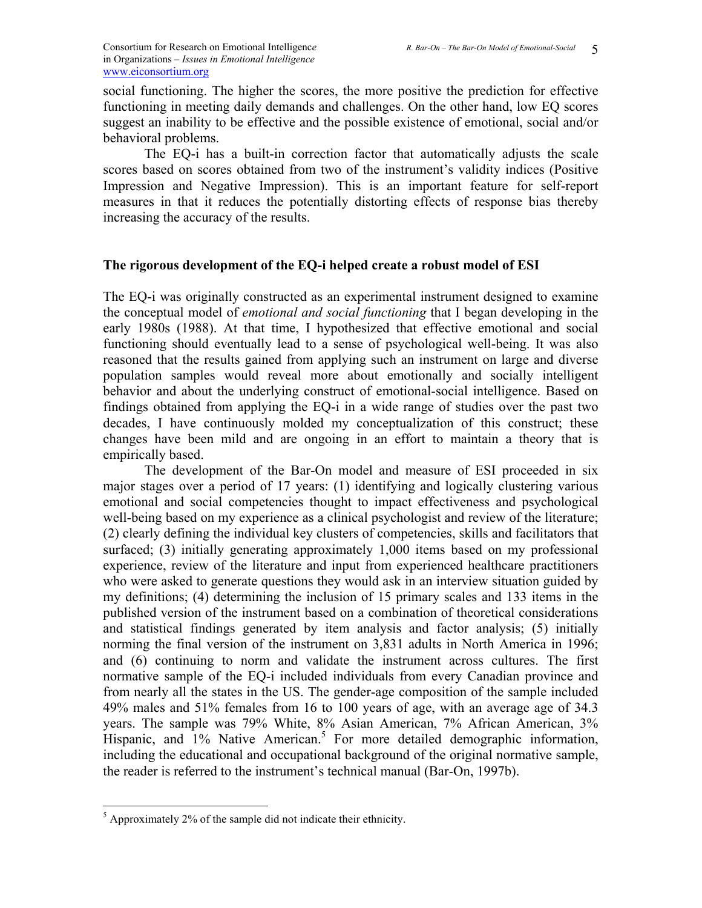social functioning. The higher the scores, the more positive the prediction for effective functioning in meeting daily demands and challenges. On the other hand, low EQ scores suggest an inability to be effective and the possible existence of emotional, social and/or behavioral problems.

The EQ-i has a built-in correction factor that automatically adjusts the scale scores based on scores obtained from two of the instrument's validity indices (Positive Impression and Negative Impression). This is an important feature for self-report measures in that it reduces the potentially distorting effects of response bias thereby increasing the accuracy of the results.

## The rigorous development of the EQ-i helped create a robust model of ESI

The EQ-i was originally constructed as an experimental instrument designed to examine the conceptual model of *emotional and social functioning* that I began developing in the early 1980s (1988). At that time, I hypothesized that effective emotional and social functioning should eventually lead to a sense of psychological well-being. It was also reasoned that the results gained from applying such an instrument on large and diverse population samples would reveal more about emotionally and socially intelligent behavior and about the underlying construct of emotional-social intelligence. Based on findings obtained from applying the EQ-i in a wide range of studies over the past two decades, I have continuously molded my conceptualization of this construct; these changes have been mild and are ongoing in an effort to maintain a theory that is empirically based.

The development of the Bar-On model and measure of ESI proceeded in six major stages over a period of 17 years: (1) identifying and logically clustering various emotional and social competencies thought to impact effectiveness and psychological well-being based on my experience as a clinical psychologist and review of the literature; (2) clearly defining the individual key clusters of competencies, skills and facilitators that surfaced; (3) initially generating approximately 1,000 items based on my professional experience, review of the literature and input from experienced healthcare practitioners who were asked to generate questions they would ask in an interview situation guided by my definitions; (4) determining the inclusion of 15 primary scales and 133 items in the published version of the instrument based on a combination of theoretical considerations and statistical findings generated by item analysis and factor analysis; (5) initially norming the final version of the instrument on 3,831 adults in North America in 1996; and (6) continuing to norm and validate the instrument across cultures. The first normative sample of the EQ-i included individuals from every Canadian province and from nearly all the states in the US. The gender-age composition of the sample included 49% males and 51% females from 16 to 100 years of age, with an average age of 34.3 years. The sample was 79% White, 8% Asian American, 7% African American, 3% Hispanic, and 1% Native American.[5] For more detailed demographic information, including the educational and occupational background of the original normative sample, the reader is referred to the instrument's technical manual (Bar-On, 1997b).

---

[5] Approximately 2% of the sample did not indicate their ethnicity.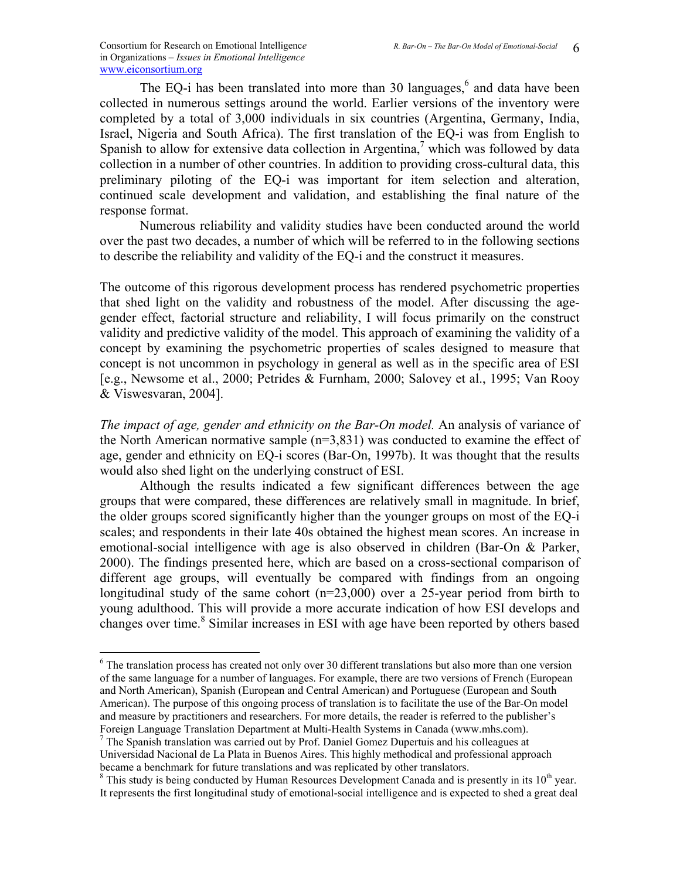The EQ-i has been translated into more than 30 languages,[6] and data have been collected in numerous settings around the world. Earlier versions of the inventory were completed by a total of 3,000 individuals in six countries (Argentina, Germany, India, Israel, Nigeria and South Africa). The first translation of the EQ-i was from English to Spanish to allow for extensive data collection in Argentina,[7] which was followed by data collection in a number of other countries. In addition to providing cross-cultural data, this preliminary piloting of the EQ-i was important for item selection and alteration, continued scale development and validation, and establishing the final nature of the response format.

Numerous reliability and validity studies have been conducted around the world over the past two decades, a number of which will be referred to in the following sections to describe the reliability and validity of the EQ-i and the construct it measures.

The outcome of this rigorous development process has rendered psychometric properties that shed light on the validity and robustness of the model. After discussing the age-gender effect, factorial structure and reliability, I will focus primarily on the construct validity and predictive validity of the model. This approach of examining the validity of a concept by examining the psychometric properties of scales designed to measure that concept is not uncommon in psychology in general as well as in the specific area of ESI [e.g., Newsome et al., 2000; Petrides & Furnham, 2000; Salovey et al., 1995; Van Rooy & Viswesvaran, 2004].

*The impact of age, gender and ethnicity on the Bar-On model.* An analysis of variance of the North American normative sample (n=3,831) was conducted to examine the effect of age, gender and ethnicity on EQ-i scores (Bar-On, 1997b). It was thought that the results would also shed light on the underlying construct of ESI.

Although the results indicated a few significant differences between the age groups that were compared, these differences are relatively small in magnitude. In brief, the older groups scored significantly higher than the younger groups on most of the EQ-i scales; and respondents in their late 40s obtained the highest mean scores. An increase in emotional-social intelligence with age is also observed in children (Bar-On & Parker, 2000). The findings presented here, which are based on a cross-sectional comparison of different age groups, will eventually be compared with findings from an ongoing longitudinal study of the same cohort (n=23,000) over a 25-year period from birth to young adulthood. This will provide a more accurate indication of how ESI develops and changes over time.[8] Similar increases in ESI with age have been reported by others based

---

[6] The translation process has created not only over 30 different translations but also more than one version of the same language for a number of languages. For example, there are two versions of French (European and North American), Spanish (European and Central American) and Portuguese (European and South American). The purpose of this ongoing process of translation is to facilitate the use of the Bar-On model and measure by practitioners and researchers. For more details, the reader is referred to the publisher's Foreign Language Translation Department at Multi-Health Systems in Canada (www.mhs.com).

[7] The Spanish translation was carried out by Prof. Daniel Gomez Dupertuis and his colleagues at Universidad Nacional de La Plata in Buenos Aires. This highly methodical and professional approach became a benchmark for future translations and was replicated by other translators.

[8] This study is being conducted by Human Resources Development Canada and is presently in its 10th year. It represents the first longitudinal study of emotional-social intelligence and is expected to shed a great deal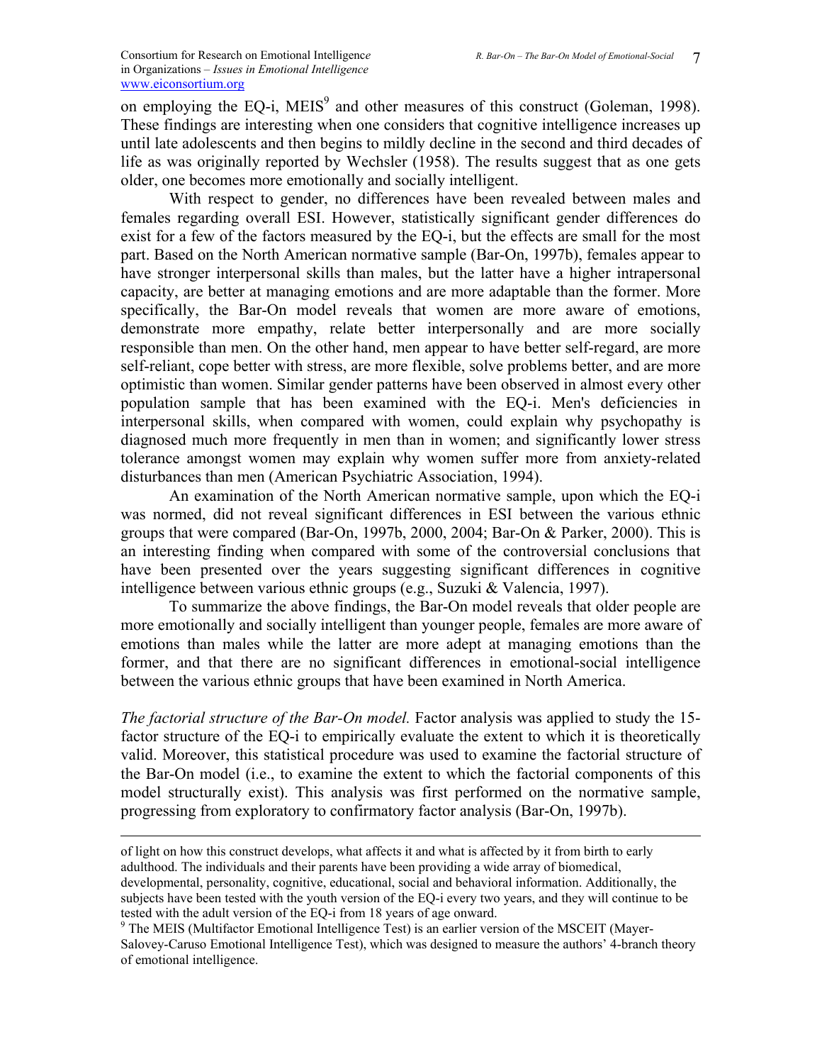on employing the EQ-i, MEIS[9] and other measures of this construct (Goleman, 1998). These findings are interesting when one considers that cognitive intelligence increases up until late adolescents and then begins to mildly decline in the second and third decades of life as was originally reported by Wechsler (1958). The results suggest that as one gets older, one becomes more emotionally and socially intelligent.

With respect to gender, no differences have been revealed between males and females regarding overall ESI. However, statistically significant gender differences do exist for a few of the factors measured by the EQ-i, but the effects are small for the most part. Based on the North American normative sample (Bar-On, 1997b), females appear to have stronger interpersonal skills than males, but the latter have a higher intrapersonal capacity, are better at managing emotions and are more adaptable than the former. More specifically, the Bar-On model reveals that women are more aware of emotions, demonstrate more empathy, relate better interpersonally and are more socially responsible than men. On the other hand, men appear to have better self-regard, are more self-reliant, cope better with stress, are more flexible, solve problems better, and are more optimistic than women. Similar gender patterns have been observed in almost every other population sample that has been examined with the EQ-i. Men's deficiencies in interpersonal skills, when compared with women, could explain why psychopathy is diagnosed much more frequently in men than in women; and significantly lower stress tolerance amongst women may explain why women suffer more from anxiety-related disturbances than men (American Psychiatric Association, 1994).

An examination of the North American normative sample, upon which the EQ-i was normed, did not reveal significant differences in ESI between the various ethnic groups that were compared (Bar-On, 1997b, 2000, 2004; Bar-On & Parker, 2000). This is an interesting finding when compared with some of the controversial conclusions that have been presented over the years suggesting significant differences in cognitive intelligence between various ethnic groups (e.g., Suzuki & Valencia, 1997).

To summarize the above findings, the Bar-On model reveals that older people are more emotionally and socially intelligent than younger people, females are more aware of emotions than males while the latter are more adept at managing emotions than the former, and that there are no significant differences in emotional-social intelligence between the various ethnic groups that have been examined in North America.

*The factorial structure of the Bar-On model.* Factor analysis was applied to study the 15-factor structure of the EQ-i to empirically evaluate the extent to which it is theoretically valid. Moreover, this statistical procedure was used to examine the factorial structure of the Bar-On model (i.e., to examine the extent to which the factorial components of this model structurally exist). This analysis was first performed on the normative sample, progressing from exploratory to confirmatory factor analysis (Bar-On, 1997b).

---

of light on how this construct develops, what affects it and what is affected by it from birth to early adulthood. The individuals and their parents have been providing a wide array of biomedical, developmental, personality, cognitive, educational, social and behavioral information. Additionally, the subjects have been tested with the youth version of the EQ-i every two years, and they will continue to be tested with the adult version of the EQ-i from 18 years of age onward.

[9] The MEIS (Multifactor Emotional Intelligence Test) is an earlier version of the MSCEIT (Mayer-Salovey-Caruso Emotional Intelligence Test), which was designed to measure the authors' 4-branch theory of emotional intelligence.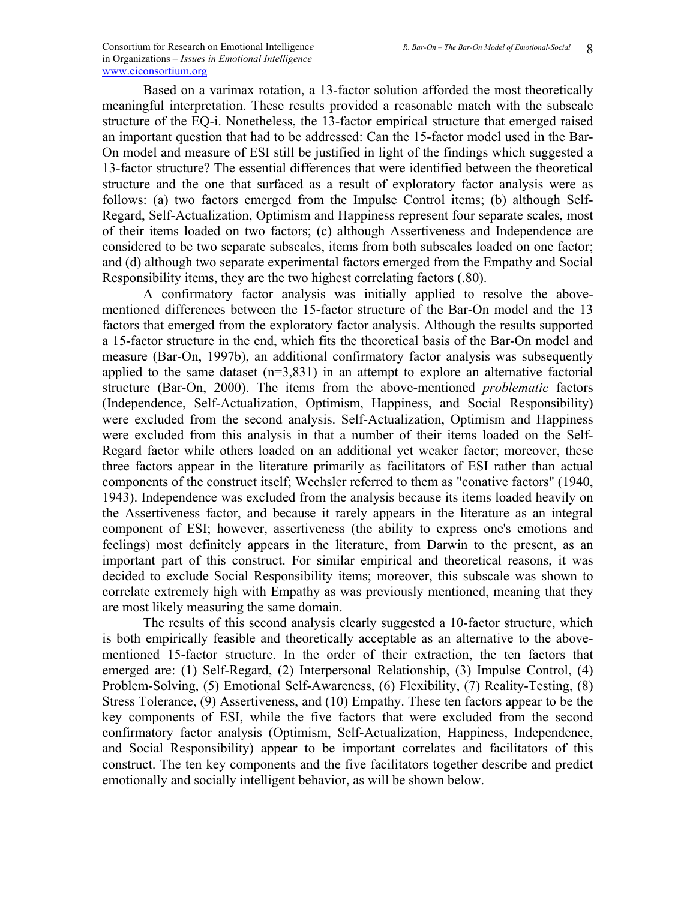Based on a varimax rotation, a 13-factor solution afforded the most theoretically meaningful interpretation. These results provided a reasonable match with the subscale structure of the EQ-i. Nonetheless, the 13-factor empirical structure that emerged raised an important question that had to be addressed: Can the 15-factor model used in the Bar-On model and measure of ESI still be justified in light of the findings which suggested a 13-factor structure? The essential differences that were identified between the theoretical structure and the one that surfaced as a result of exploratory factor analysis were as follows: (a) two factors emerged from the Impulse Control items; (b) although Self-Regard, Self-Actualization, Optimism and Happiness represent four separate scales, most of their items loaded on two factors; (c) although Assertiveness and Independence are considered to be two separate subscales, items from both subscales loaded on one factor; and (d) although two separate experimental factors emerged from the Empathy and Social Responsibility items, they are the two highest correlating factors (.80).

A confirmatory factor analysis was initially applied to resolve the above-mentioned differences between the 15-factor structure of the Bar-On model and the 13 factors that emerged from the exploratory factor analysis. Although the results supported a 15-factor structure in the end, which fits the theoretical basis of the Bar-On model and measure (Bar-On, 1997b), an additional confirmatory factor analysis was subsequently applied to the same dataset (n=3,831) in an attempt to explore an alternative factorial structure (Bar-On, 2000). The items from the above-mentioned *problematic* factors (Independence, Self-Actualization, Optimism, Happiness, and Social Responsibility) were excluded from the second analysis. Self-Actualization, Optimism and Happiness were excluded from this analysis in that a number of their items loaded on the Self-Regard factor while others loaded on an additional yet weaker factor; moreover, these three factors appear in the literature primarily as facilitators of ESI rather than actual components of the construct itself; Wechsler referred to them as "conative factors" (1940, 1943). Independence was excluded from the analysis because its items loaded heavily on the Assertiveness factor, and because it rarely appears in the literature as an integral component of ESI; however, assertiveness (the ability to express one's emotions and feelings) most definitely appears in the literature, from Darwin to the present, as an important part of this construct. For similar empirical and theoretical reasons, it was decided to exclude Social Responsibility items; moreover, this subscale was shown to correlate extremely high with Empathy as was previously mentioned, meaning that they are most likely measuring the same domain.

The results of this second analysis clearly suggested a 10-factor structure, which is both empirically feasible and theoretically acceptable as an alternative to the above-mentioned 15-factor structure. In the order of their extraction, the ten factors that emerged are: (1) Self-Regard, (2) Interpersonal Relationship, (3) Impulse Control, (4) Problem-Solving, (5) Emotional Self-Awareness, (6) Flexibility, (7) Reality-Testing, (8) Stress Tolerance, (9) Assertiveness, and (10) Empathy. These ten factors appear to be the key components of ESI, while the five factors that were excluded from the second confirmatory factor analysis (Optimism, Self-Actualization, Happiness, Independence, and Social Responsibility) appear to be important correlates and facilitators of this construct. The ten key components and the five facilitators together describe and predict emotionally and socially intelligent behavior, as will be shown below.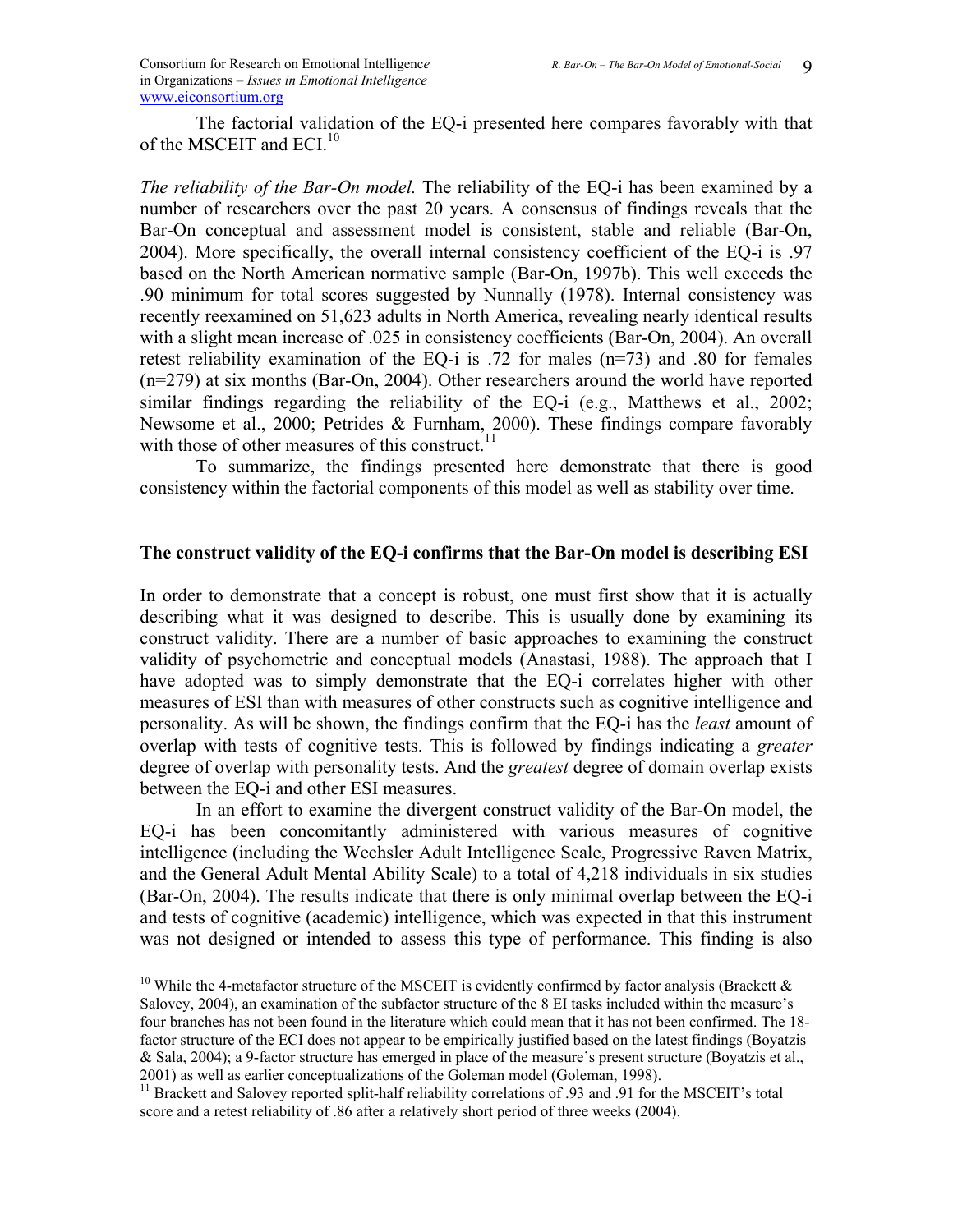The factorial validation of the EQ-i presented here compares favorably with that of the MSCEIT and ECI.[10]

*The reliability of the Bar-On model.* The reliability of the EQ-i has been examined by a number of researchers over the past 20 years. A consensus of findings reveals that the Bar-On conceptual and assessment model is consistent, stable and reliable (Bar-On, 2004). More specifically, the overall internal consistency coefficient of the EQ-i is .97 based on the North American normative sample (Bar-On, 1997b). This well exceeds the .90 minimum for total scores suggested by Nunnally (1978). Internal consistency was recently reexamined on 51,623 adults in North America, revealing nearly identical results with a slight mean increase of .025 in consistency coefficients (Bar-On, 2004). An overall retest reliability examination of the EQ-i is .72 for males (n=73) and .80 for females (n=279) at six months (Bar-On, 2004). Other researchers around the world have reported similar findings regarding the reliability of the EQ-i (e.g., Matthews et al., 2002; Newsome et al., 2000; Petrides & Furnham, 2000). These findings compare favorably with those of other measures of this construct.[11]

To summarize, the findings presented here demonstrate that there is good consistency within the factorial components of this model as well as stability over time.

**The construct validity of the EQ-i confirms that the Bar-On model is describing ESI**

In order to demonstrate that a concept is robust, one must first show that it is actually describing what it was designed to describe. This is usually done by examining its construct validity. There are a number of basic approaches to examining the construct validity of psychometric and conceptual models (Anastasi, 1988). The approach that I have adopted was to simply demonstrate that the EQ-i correlates higher with other measures of ESI than with measures of other constructs such as cognitive intelligence and personality. As will be shown, the findings confirm that the EQ-i has the *least* amount of overlap with tests of cognitive tests. This is followed by findings indicating a *greater* degree of overlap with personality tests. And the *greatest* degree of domain overlap exists between the EQ-i and other ESI measures.

In an effort to examine the divergent construct validity of the Bar-On model, the EQ-i has been concomitantly administered with various measures of cognitive intelligence (including the Wechsler Adult Intelligence Scale, Progressive Raven Matrix, and the General Adult Mental Ability Scale) to a total of 4,218 individuals in six studies (Bar-On, 2004). The results indicate that there is only minimal overlap between the EQ-i and tests of cognitive (academic) intelligence, which was expected in that this instrument was not designed or intended to assess this type of performance. This finding is also

---

[10] While the 4-metafactor structure of the MSCEIT is evidently confirmed by factor analysis (Brackett & Salovey, 2004), an examination of the subfactor structure of the 8 EI tasks included within the measure's four branches has not been found in the literature which could mean that it has not been confirmed. The 18-factor structure of the ECI does not appear to be empirically justified based on the latest findings (Boyatzis & Sala, 2004); a 9-factor structure has emerged in place of the measure's present structure (Boyatzis et al., 2001) as well as earlier conceptualizations of the Goleman model (Goleman, 1998).

[11] Brackett and Salovey reported split-half reliability correlations of .93 and .91 for the MSCEIT's total score and a retest reliability of .86 after a relatively short period of three weeks (2004).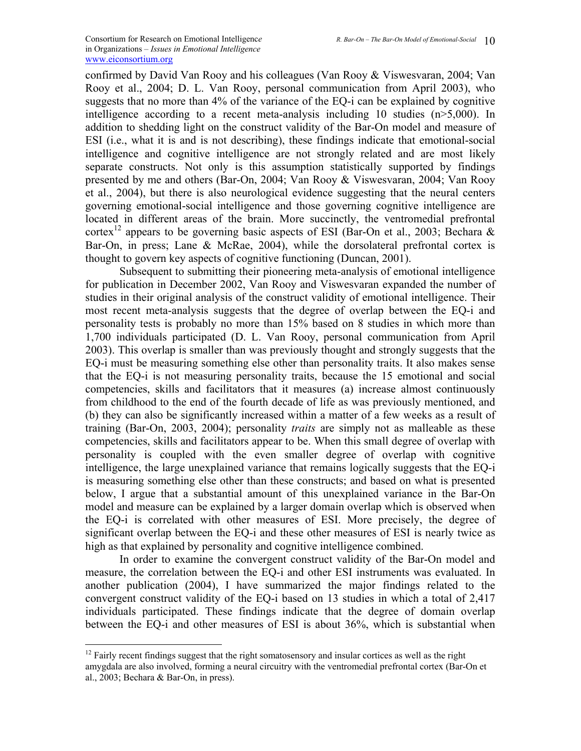confirmed by David Van Rooy and his colleagues (Van Rooy & Viswesvaran, 2004; Van Rooy et al., 2004; D. L. Van Rooy, personal communication from April 2003), who suggests that no more than 4% of the variance of the EQ-i can be explained by cognitive intelligence according to a recent meta-analysis including 10 studies (n>5,000). In addition to shedding light on the construct validity of the Bar-On model and measure of ESI (i.e., what it is and is not describing), these findings indicate that emotional-social intelligence and cognitive intelligence are not strongly related and are most likely separate constructs. Not only is this assumption statistically supported by findings presented by me and others (Bar-On, 2004; Van Rooy & Viswesvaran, 2004; Van Rooy et al., 2004), but there is also neurological evidence suggesting that the neural centers governing emotional-social intelligence and those governing cognitive intelligence are located in different areas of the brain. More succinctly, the ventromedial prefrontal cortex[12] appears to be governing basic aspects of ESI (Bar-On et al., 2003; Bechara & Bar-On, in press; Lane & McRae, 2004), while the dorsolateral prefrontal cortex is thought to govern key aspects of cognitive functioning (Duncan, 2001).

Subsequent to submitting their pioneering meta-analysis of emotional intelligence for publication in December 2002, Van Rooy and Viswesvaran expanded the number of studies in their original analysis of the construct validity of emotional intelligence. Their most recent meta-analysis suggests that the degree of overlap between the EQ-i and personality tests is probably no more than 15% based on 8 studies in which more than 1,700 individuals participated (D. L. Van Rooy, personal communication from April 2003). This overlap is smaller than was previously thought and strongly suggests that the EQ-i must be measuring something else other than personality traits. It also makes sense that the EQ-i is not measuring personality traits, because the 15 emotional and social competencies, skills and facilitators that it measures (a) increase almost continuously from childhood to the end of the fourth decade of life as was previously mentioned, and (b) they can also be significantly increased within a matter of a few weeks as a result of training (Bar-On, 2003, 2004); personality *traits* are simply not as malleable as these competencies, skills and facilitators appear to be. When this small degree of overlap with personality is coupled with the even smaller degree of overlap with cognitive intelligence, the large unexplained variance that remains logically suggests that the EQ-i is measuring something else other than these constructs; and based on what is presented below, I argue that a substantial amount of this unexplained variance in the Bar-On model and measure can be explained by a larger domain overlap which is observed when the EQ-i is correlated with other measures of ESI. More precisely, the degree of significant overlap between the EQ-i and these other measures of ESI is nearly twice as high as that explained by personality and cognitive intelligence combined.

In order to examine the convergent construct validity of the Bar-On model and measure, the correlation between the EQ-i and other ESI instruments was evaluated. In another publication (2004), I have summarized the major findings related to the convergent construct validity of the EQ-i based on 13 studies in which a total of 2,417 individuals participated. These findings indicate that the degree of domain overlap between the EQ-i and other measures of ESI is about 36%, which is substantial when

---

[12] Fairly recent findings suggest that the right somatosensory and insular cortices as well as the right amygdala are also involved, forming a neural circuitry with the ventromedial prefrontal cortex (Bar-On et al., 2003; Bechara & Bar-On, in press).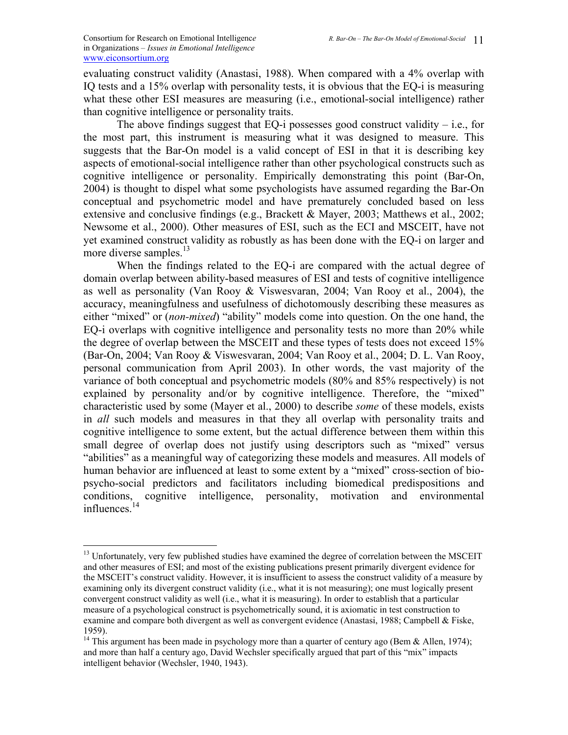evaluating construct validity (Anastasi, 1988). When compared with a 4% overlap with IQ tests and a 15% overlap with personality tests, it is obvious that the EQ-i is measuring what these other ESI measures are measuring (i.e., emotional-social intelligence) rather than cognitive intelligence or personality traits.

The above findings suggest that EQ-i possesses good construct validity – i.e., for the most part, this instrument is measuring what it was designed to measure. This suggests that the Bar-On model is a valid concept of ESI in that it is describing key aspects of emotional-social intelligence rather than other psychological constructs such as cognitive intelligence or personality. Empirically demonstrating this point (Bar-On, 2004) is thought to dispel what some psychologists have assumed regarding the Bar-On conceptual and psychometric model and have prematurely concluded based on less extensive and conclusive findings (e.g., Brackett & Mayer, 2003; Matthews et al., 2002; Newsome et al., 2000). Other measures of ESI, such as the ECI and MSCEIT, have not yet examined construct validity as robustly as has been done with the EQ-i on larger and more diverse samples.[13]

When the findings related to the EQ-i are compared with the actual degree of domain overlap between ability-based measures of ESI and tests of cognitive intelligence as well as personality (Van Rooy & Viswesvaran, 2004; Van Rooy et al., 2004), the accuracy, meaningfulness and usefulness of dichotomously describing these measures as either "mixed" or (*non-mixed*) "ability" models come into question. On the one hand, the EQ-i overlaps with cognitive intelligence and personality tests no more than 20% while the degree of overlap between the MSCEIT and these types of tests does not exceed 15% (Bar-On, 2004; Van Rooy & Viswesvaran, 2004; Van Rooy et al., 2004; D. L. Van Rooy, personal communication from April 2003). In other words, the vast majority of the variance of both conceptual and psychometric models (80% and 85% respectively) is not explained by personality and/or by cognitive intelligence. Therefore, the "mixed" characteristic used by some (Mayer et al., 2000) to describe *some* of these models, exists in *all* such models and measures in that they all overlap with personality traits and cognitive intelligence to some extent, but the actual difference between them within this small degree of overlap does not justify using descriptors such as "mixed" versus "abilities" as a meaningful way of categorizing these models and measures. All models of human behavior are influenced at least to some extent by a "mixed" cross-section of bio-psycho-social predictors and facilitators including biomedical predispositions and conditions, cognitive intelligence, personality, motivation and environmental influences.[14]

---

[13] Unfortunately, very few published studies have examined the degree of correlation between the MSCEIT and other measures of ESI; and most of the existing publications present primarily divergent evidence for the MSCEIT's construct validity. However, it is insufficient to assess the construct validity of a measure by examining only its divergent construct validity (i.e., what it is not measuring); one must logically present convergent construct validity as well (i.e., what it is measuring). In order to establish that a particular measure of a psychological construct is psychometrically sound, it is axiomatic in test construction to examine and compare both divergent as well as convergent evidence (Anastasi, 1988; Campbell & Fiske, 1959).

[14] This argument has been made in psychology more than a quarter of century ago (Bem & Allen, 1974); and more than half a century ago, David Wechsler specifically argued that part of this "mix" impacts intelligent behavior (Wechsler, 1940, 1943).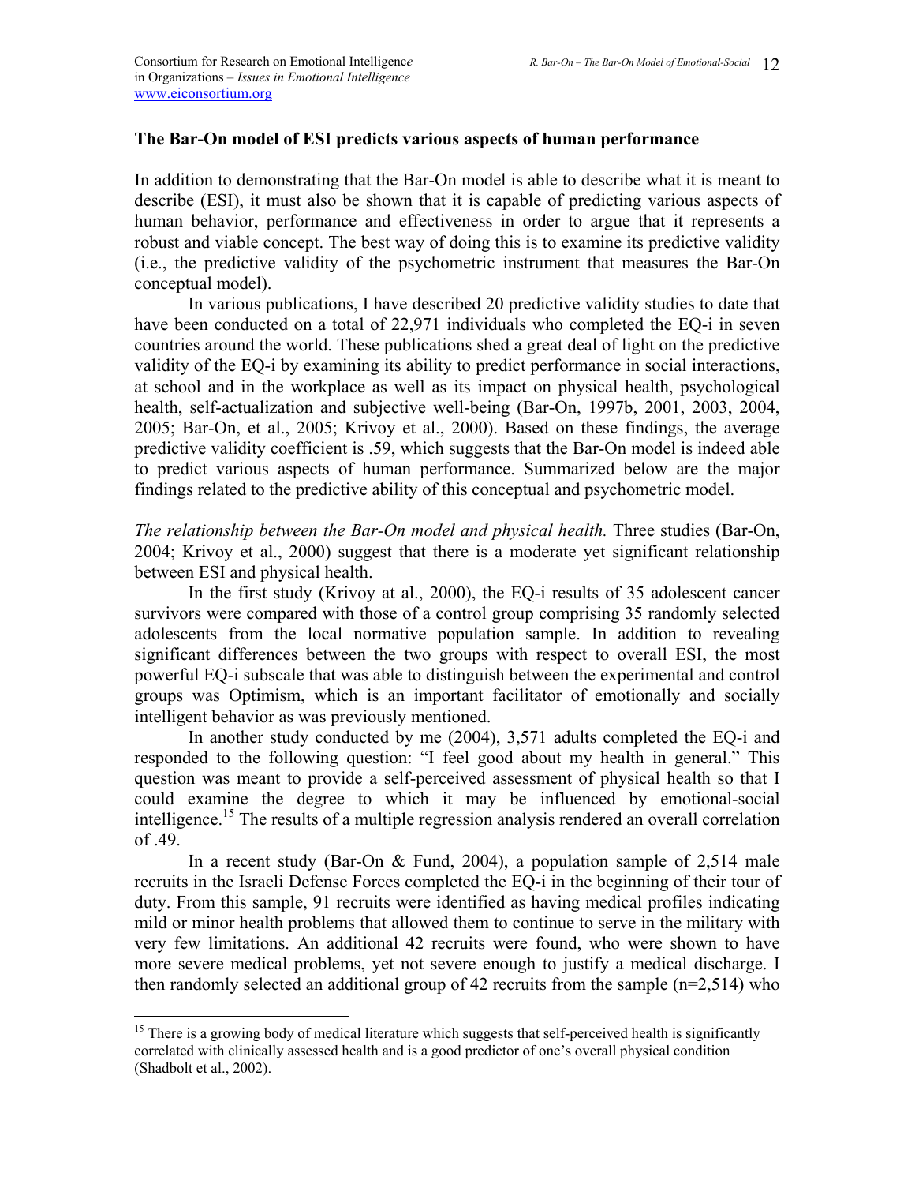### The Bar-On model of ESI predicts various aspects of human performance

In addition to demonstrating that the Bar-On model is able to describe what it is meant to describe (ESI), it must also be shown that it is capable of predicting various aspects of human behavior, performance and effectiveness in order to argue that it represents a robust and viable concept. The best way of doing this is to examine its predictive validity (i.e., the predictive validity of the psychometric instrument that measures the Bar-On conceptual model).

In various publications, I have described 20 predictive validity studies to date that have been conducted on a total of 22,971 individuals who completed the EQ-i in seven countries around the world. These publications shed a great deal of light on the predictive validity of the EQ-i by examining its ability to predict performance in social interactions, at school and in the workplace as well as its impact on physical health, psychological health, self-actualization and subjective well-being (Bar-On, 1997b, 2001, 2003, 2004, 2005; Bar-On, et al., 2005; Krivoy et al., 2000). Based on these findings, the average predictive validity coefficient is .59, which suggests that the Bar-On model is indeed able to predict various aspects of human performance. Summarized below are the major findings related to the predictive ability of this conceptual and psychometric model.

*The relationship between the Bar-On model and physical health.* Three studies (Bar-On, 2004; Krivoy et al., 2000) suggest that there is a moderate yet significant relationship between ESI and physical health.

In the first study (Krivoy at al., 2000), the EQ-i results of 35 adolescent cancer survivors were compared with those of a control group comprising 35 randomly selected adolescents from the local normative population sample. In addition to revealing significant differences between the two groups with respect to overall ESI, the most powerful EQ-i subscale that was able to distinguish between the experimental and control groups was Optimism, which is an important facilitator of emotionally and socially intelligent behavior as was previously mentioned.

In another study conducted by me (2004), 3,571 adults completed the EQ-i and responded to the following question: "I feel good about my health in general." This question was meant to provide a self-perceived assessment of physical health so that I could examine the degree to which it may be influenced by emotional-social intelligence.[15] The results of a multiple regression analysis rendered an overall correlation of .49.

In a recent study (Bar-On & Fund, 2004), a population sample of 2,514 male recruits in the Israeli Defense Forces completed the EQ-i in the beginning of their tour of duty. From this sample, 91 recruits were identified as having medical profiles indicating mild or minor health problems that allowed them to continue to serve in the military with very few limitations. An additional 42 recruits were found, who were shown to have more severe medical problems, yet not severe enough to justify a medical discharge. I then randomly selected an additional group of 42 recruits from the sample (n=2,514) who

[15] There is a growing body of medical literature which suggests that self-perceived health is significantly correlated with clinically assessed health and is a good predictor of one's overall physical condition (Shadbolt et al., 2002).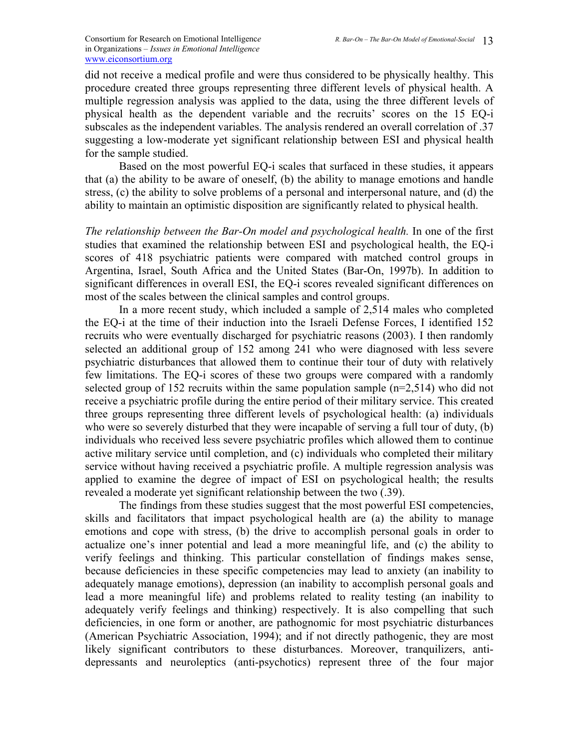did not receive a medical profile and were thus considered to be physically healthy. This procedure created three groups representing three different levels of physical health. A multiple regression analysis was applied to the data, using the three different levels of physical health as the dependent variable and the recruits' scores on the 15 EQ-i subscales as the independent variables. The analysis rendered an overall correlation of .37 suggesting a low-moderate yet significant relationship between ESI and physical health for the sample studied.

Based on the most powerful EQ-i scales that surfaced in these studies, it appears that (a) the ability to be aware of oneself, (b) the ability to manage emotions and handle stress, (c) the ability to solve problems of a personal and interpersonal nature, and (d) the ability to maintain an optimistic disposition are significantly related to physical health.

*The relationship between the Bar-On model and psychological health.* In one of the first studies that examined the relationship between ESI and psychological health, the EQ-i scores of 418 psychiatric patients were compared with matched control groups in Argentina, Israel, South Africa and the United States (Bar-On, 1997b). In addition to significant differences in overall ESI, the EQ-i scores revealed significant differences on most of the scales between the clinical samples and control groups.

In a more recent study, which included a sample of 2,514 males who completed the EQ-i at the time of their induction into the Israeli Defense Forces, I identified 152 recruits who were eventually discharged for psychiatric reasons (2003). I then randomly selected an additional group of 152 among 241 who were diagnosed with less severe psychiatric disturbances that allowed them to continue their tour of duty with relatively few limitations. The EQ-i scores of these two groups were compared with a randomly selected group of 152 recruits within the same population sample (n=2,514) who did not receive a psychiatric profile during the entire period of their military service. This created three groups representing three different levels of psychological health: (a) individuals who were so severely disturbed that they were incapable of serving a full tour of duty, (b) individuals who received less severe psychiatric profiles which allowed them to continue active military service until completion, and (c) individuals who completed their military service without having received a psychiatric profile. A multiple regression analysis was applied to examine the degree of impact of ESI on psychological health; the results revealed a moderate yet significant relationship between the two (.39).

The findings from these studies suggest that the most powerful ESI competencies, skills and facilitators that impact psychological health are (a) the ability to manage emotions and cope with stress, (b) the drive to accomplish personal goals in order to actualize one's inner potential and lead a more meaningful life, and (c) the ability to verify feelings and thinking. This particular constellation of findings makes sense, because deficiencies in these specific competencies may lead to anxiety (an inability to adequately manage emotions), depression (an inability to accomplish personal goals and lead a more meaningful life) and problems related to reality testing (an inability to adequately verify feelings and thinking) respectively. It is also compelling that such deficiencies, in one form or another, are pathognomic for most psychiatric disturbances (American Psychiatric Association, 1994); and if not directly pathogenic, they are most likely significant contributors to these disturbances. Moreover, tranquilizers, anti-depressants and neuroleptics (anti-psychotics) represent three of the four major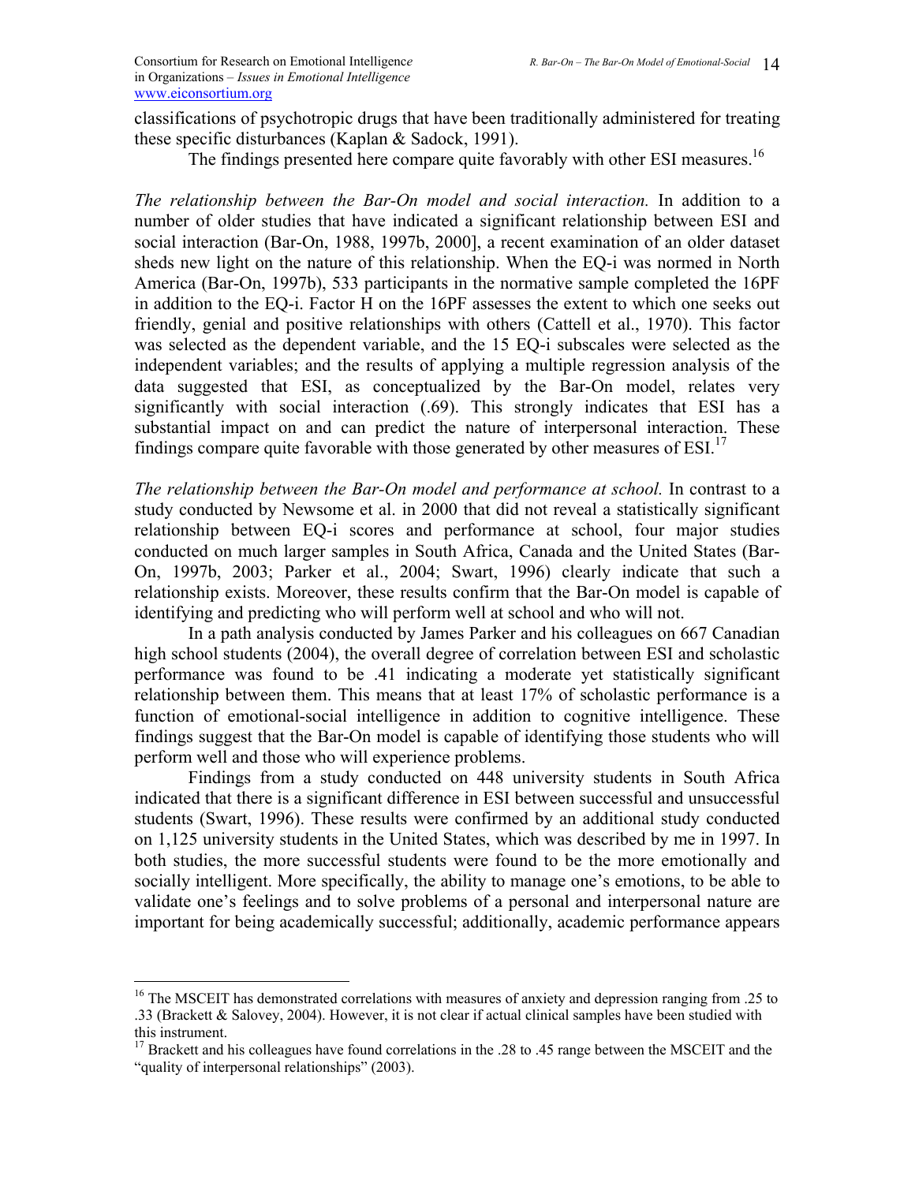classifications of psychotropic drugs that have been traditionally administered for treating these specific disturbances (Kaplan & Sadock, 1991).

The findings presented here compare quite favorably with other ESI measures.[16]

*The relationship between the Bar-On model and social interaction.* In addition to a number of older studies that have indicated a significant relationship between ESI and social interaction (Bar-On, 1988, 1997b, 2000], a recent examination of an older dataset sheds new light on the nature of this relationship. When the EQ-i was normed in North America (Bar-On, 1997b), 533 participants in the normative sample completed the 16PF in addition to the EQ-i. Factor H on the 16PF assesses the extent to which one seeks out friendly, genial and positive relationships with others (Cattell et al., 1970). This factor was selected as the dependent variable, and the 15 EQ-i subscales were selected as the independent variables; and the results of applying a multiple regression analysis of the data suggested that ESI, as conceptualized by the Bar-On model, relates very significantly with social interaction (.69). This strongly indicates that ESI has a substantial impact on and can predict the nature of interpersonal interaction. These findings compare quite favorable with those generated by other measures of ESI.[17]

*The relationship between the Bar-On model and performance at school.* In contrast to a study conducted by Newsome et al. in 2000 that did not reveal a statistically significant relationship between EQ-i scores and performance at school, four major studies conducted on much larger samples in South Africa, Canada and the United States (Bar-On, 1997b, 2003; Parker et al., 2004; Swart, 1996) clearly indicate that such a relationship exists. Moreover, these results confirm that the Bar-On model is capable of identifying and predicting who will perform well at school and who will not.

In a path analysis conducted by James Parker and his colleagues on 667 Canadian high school students (2004), the overall degree of correlation between ESI and scholastic performance was found to be .41 indicating a moderate yet statistically significant relationship between them. This means that at least 17% of scholastic performance is a function of emotional-social intelligence in addition to cognitive intelligence. These findings suggest that the Bar-On model is capable of identifying those students who will perform well and those who will experience problems.

Findings from a study conducted on 448 university students in South Africa indicated that there is a significant difference in ESI between successful and unsuccessful students (Swart, 1996). These results were confirmed by an additional study conducted on 1,125 university students in the United States, which was described by me in 1997. In both studies, the more successful students were found to be the more emotionally and socially intelligent. More specifically, the ability to manage one's emotions, to be able to validate one's feelings and to solve problems of a personal and interpersonal nature are important for being academically successful; additionally, academic performance appears

---

[16] The MSCEIT has demonstrated correlations with measures of anxiety and depression ranging from .25 to .33 (Brackett & Salovey, 2004). However, it is not clear if actual clinical samples have been studied with this instrument.

[17] Brackett and his colleagues have found correlations in the .28 to .45 range between the MSCEIT and the "quality of interpersonal relationships" (2003).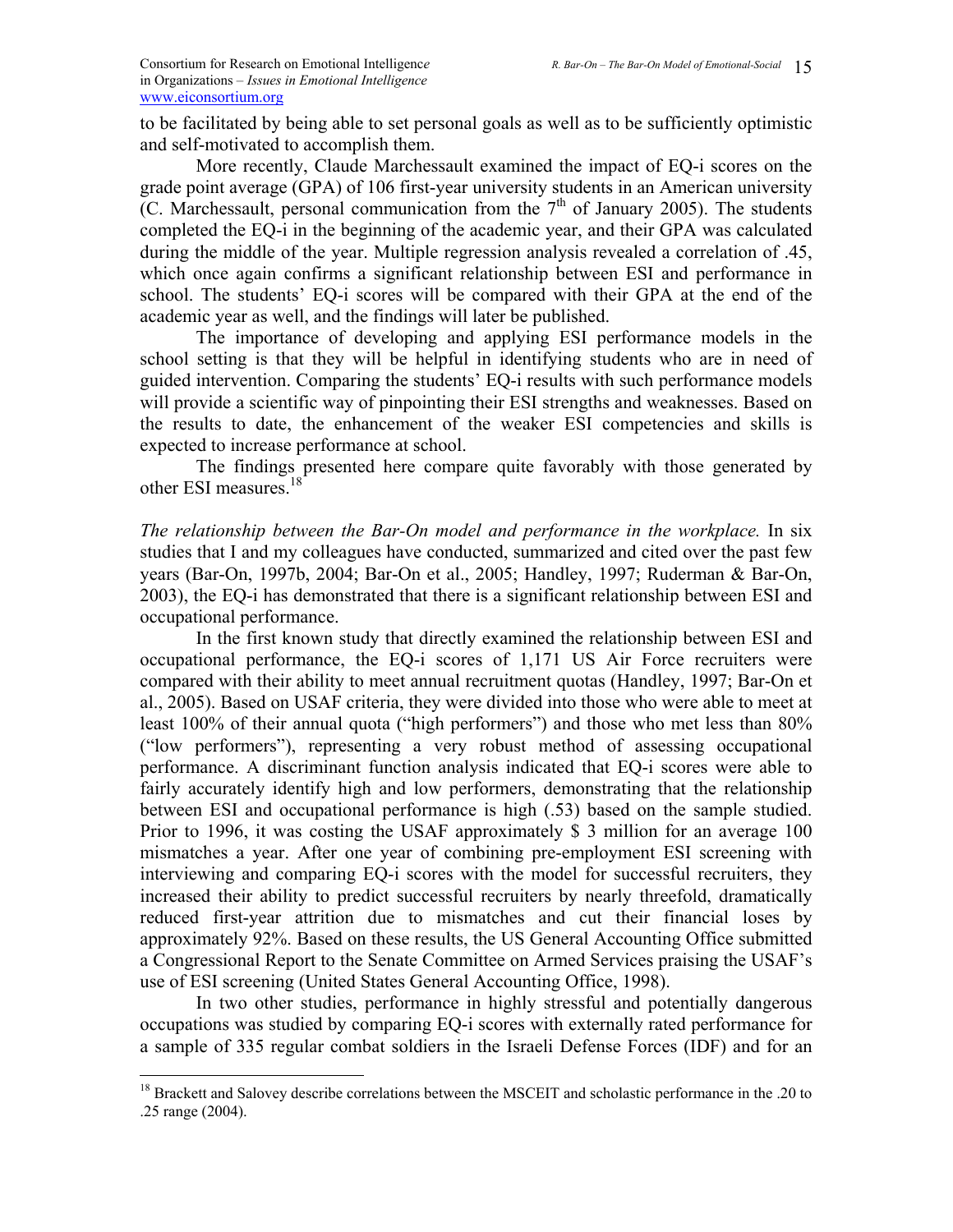to be facilitated by being able to set personal goals as well as to be sufficiently optimistic and self-motivated to accomplish them.

More recently, Claude Marchessault examined the impact of EQ-i scores on the grade point average (GPA) of 106 first-year university students in an American university (C. Marchessault, personal communication from the 7th of January 2005). The students completed the EQ-i in the beginning of the academic year, and their GPA was calculated during the middle of the year. Multiple regression analysis revealed a correlation of .45, which once again confirms a significant relationship between ESI and performance in school. The students' EQ-i scores will be compared with their GPA at the end of the academic year as well, and the findings will later be published.

The importance of developing and applying ESI performance models in the school setting is that they will be helpful in identifying students who are in need of guided intervention. Comparing the students' EQ-i results with such performance models will provide a scientific way of pinpointing their ESI strengths and weaknesses. Based on the results to date, the enhancement of the weaker ESI competencies and skills is expected to increase performance at school.

The findings presented here compare quite favorably with those generated by other ESI measures.[18]

*The relationship between the Bar-On model and performance in the workplace.* In six studies that I and my colleagues have conducted, summarized and cited over the past few years (Bar-On, 1997b, 2004; Bar-On et al., 2005; Handley, 1997; Ruderman & Bar-On, 2003), the EQ-i has demonstrated that there is a significant relationship between ESI and occupational performance.

In the first known study that directly examined the relationship between ESI and occupational performance, the EQ-i scores of 1,171 US Air Force recruiters were compared with their ability to meet annual recruitment quotas (Handley, 1997; Bar-On et al., 2005). Based on USAF criteria, they were divided into those who were able to meet at least 100% of their annual quota ("high performers") and those who met less than 80% ("low performers"), representing a very robust method of assessing occupational performance. A discriminant function analysis indicated that EQ-i scores were able to fairly accurately identify high and low performers, demonstrating that the relationship between ESI and occupational performance is high (.53) based on the sample studied. Prior to 1996, it was costing the USAF approximately $ 3 million for an average 100 mismatches a year. After one year of combining pre-employment ESI screening with interviewing and comparing EQ-i scores with the model for successful recruiters, they increased their ability to predict successful recruiters by nearly threefold, dramatically reduced first-year attrition due to mismatches and cut their financial loses by approximately 92%. Based on these results, the US General Accounting Office submitted a Congressional Report to the Senate Committee on Armed Services praising the USAF's use of ESI screening (United States General Accounting Office, 1998).

In two other studies, performance in highly stressful and potentially dangerous occupations was studied by comparing EQ-i scores with externally rated performance for a sample of 335 regular combat soldiers in the Israeli Defense Forces (IDF) and for an

---

[18] Brackett and Salovey describe correlations between the MSCEIT and scholastic performance in the .20 to .25 range (2004).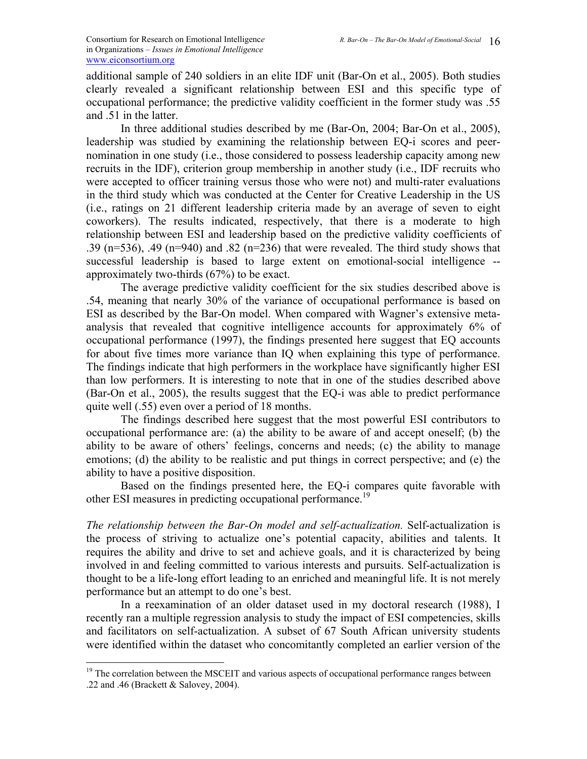additional sample of 240 soldiers in an elite IDF unit (Bar-On et al., 2005). Both studies clearly revealed a significant relationship between ESI and this specific type of occupational performance; the predictive validity coefficient in the former study was .55 and .51 in the latter.

In three additional studies described by me (Bar-On, 2004; Bar-On et al., 2005), leadership was studied by examining the relationship between EQ-i scores and peer-nomination in one study (i.e., those considered to possess leadership capacity among new recruits in the IDF), criterion group membership in another study (i.e., IDF recruits who were accepted to officer training versus those who were not) and multi-rater evaluations in the third study which was conducted at the Center for Creative Leadership in the US (i.e., ratings on 21 different leadership criteria made by an average of seven to eight coworkers). The results indicated, respectively, that there is a moderate to high relationship between ESI and leadership based on the predictive validity coefficients of .39 (n=536), .49 (n=940) and .82 (n=236) that were revealed. The third study shows that successful leadership is based to large extent on emotional-social intelligence -- approximately two-thirds (67%) to be exact.

The average predictive validity coefficient for the six studies described above is .54, meaning that nearly 30% of the variance of occupational performance is based on ESI as described by the Bar-On model. When compared with Wagner's extensive meta-analysis that revealed that cognitive intelligence accounts for approximately 6% of occupational performance (1997), the findings presented here suggest that EQ accounts for about five times more variance than IQ when explaining this type of performance. The findings indicate that high performers in the workplace have significantly higher ESI than low performers. It is interesting to note that in one of the studies described above (Bar-On et al., 2005), the results suggest that the EQ-i was able to predict performance quite well (.55) even over a period of 18 months.

The findings described here suggest that the most powerful ESI contributors to occupational performance are: (a) the ability to be aware of and accept oneself; (b) the ability to be aware of others' feelings, concerns and needs; (c) the ability to manage emotions; (d) the ability to be realistic and put things in correct perspective; and (e) the ability to have a positive disposition.

Based on the findings presented here, the EQ-i compares quite favorable with other ESI measures in predicting occupational performance.[19]

*The relationship between the Bar-On model and self-actualization.* Self-actualization is the process of striving to actualize one's potential capacity, abilities and talents. It requires the ability and drive to set and achieve goals, and it is characterized by being involved in and feeling committed to various interests and pursuits. Self-actualization is thought to be a life-long effort leading to an enriched and meaningful life. It is not merely performance but an attempt to do one's best.

In a reexamination of an older dataset used in my doctoral research (1988), I recently ran a multiple regression analysis to study the impact of ESI competencies, skills and facilitators on self-actualization. A subset of 67 South African university students were identified within the dataset who concomitantly completed an earlier version of the

---

[19] The correlation between the MSCEIT and various aspects of occupational performance ranges between .22 and .46 (Brackett & Salovey, 2004).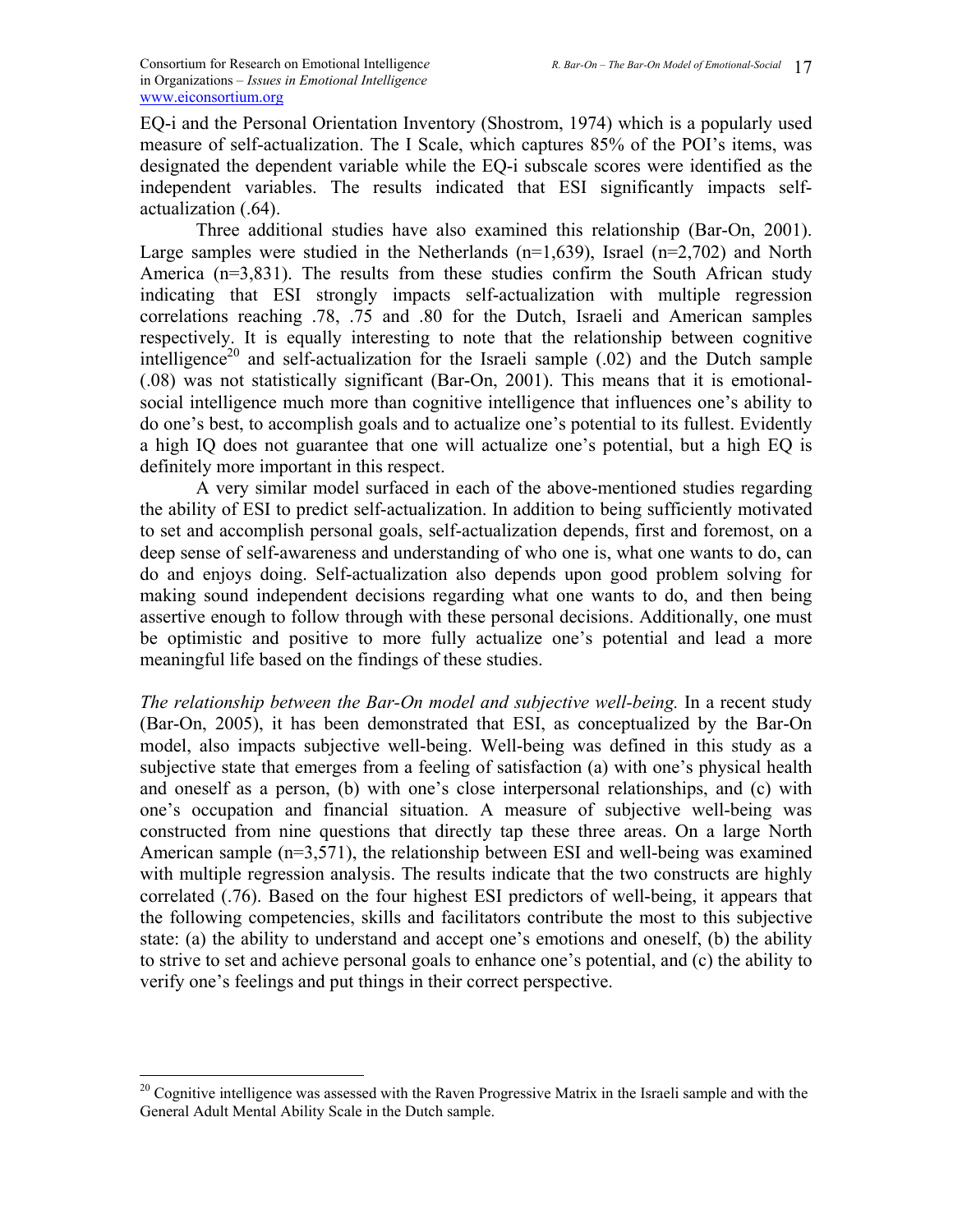EQ-i and the Personal Orientation Inventory (Shostrom, 1974) which is a popularly used measure of self-actualization. The I Scale, which captures 85% of the POI's items, was designated the dependent variable while the EQ-i subscale scores were identified as the independent variables. The results indicated that ESI significantly impacts self-actualization (.64).

Three additional studies have also examined this relationship (Bar-On, 2001). Large samples were studied in the Netherlands (n=1,639), Israel (n=2,702) and North America (n=3,831). The results from these studies confirm the South African study indicating that ESI strongly impacts self-actualization with multiple regression correlations reaching .78, .75 and .80 for the Dutch, Israeli and American samples respectively. It is equally interesting to note that the relationship between cognitive intelligence[20] and self-actualization for the Israeli sample (.02) and the Dutch sample (.08) was not statistically significant (Bar-On, 2001). This means that it is emotional-social intelligence much more than cognitive intelligence that influences one's ability to do one's best, to accomplish goals and to actualize one's potential to its fullest. Evidently a high IQ does not guarantee that one will actualize one's potential, but a high EQ is definitely more important in this respect.

A very similar model surfaced in each of the above-mentioned studies regarding the ability of ESI to predict self-actualization. In addition to being sufficiently motivated to set and accomplish personal goals, self-actualization depends, first and foremost, on a deep sense of self-awareness and understanding of who one is, what one wants to do, can do and enjoys doing. Self-actualization also depends upon good problem solving for making sound independent decisions regarding what one wants to do, and then being assertive enough to follow through with these personal decisions. Additionally, one must be optimistic and positive to more fully actualize one's potential and lead a more meaningful life based on the findings of these studies.

*The relationship between the Bar-On model and subjective well-being.* In a recent study (Bar-On, 2005), it has been demonstrated that ESI, as conceptualized by the Bar-On model, also impacts subjective well-being. Well-being was defined in this study as a subjective state that emerges from a feeling of satisfaction (a) with one's physical health and oneself as a person, (b) with one's close interpersonal relationships, and (c) with one's occupation and financial situation. A measure of subjective well-being was constructed from nine questions that directly tap these three areas. On a large North American sample (n=3,571), the relationship between ESI and well-being was examined with multiple regression analysis. The results indicate that the two constructs are highly correlated (.76). Based on the four highest ESI predictors of well-being, it appears that the following competencies, skills and facilitators contribute the most to this subjective state: (a) the ability to understand and accept one's emotions and oneself, (b) the ability to strive to set and achieve personal goals to enhance one's potential, and (c) the ability to verify one's feelings and put things in their correct perspective.

---

[20] Cognitive intelligence was assessed with the Raven Progressive Matrix in the Israeli sample and with the General Adult Mental Ability Scale in the Dutch sample.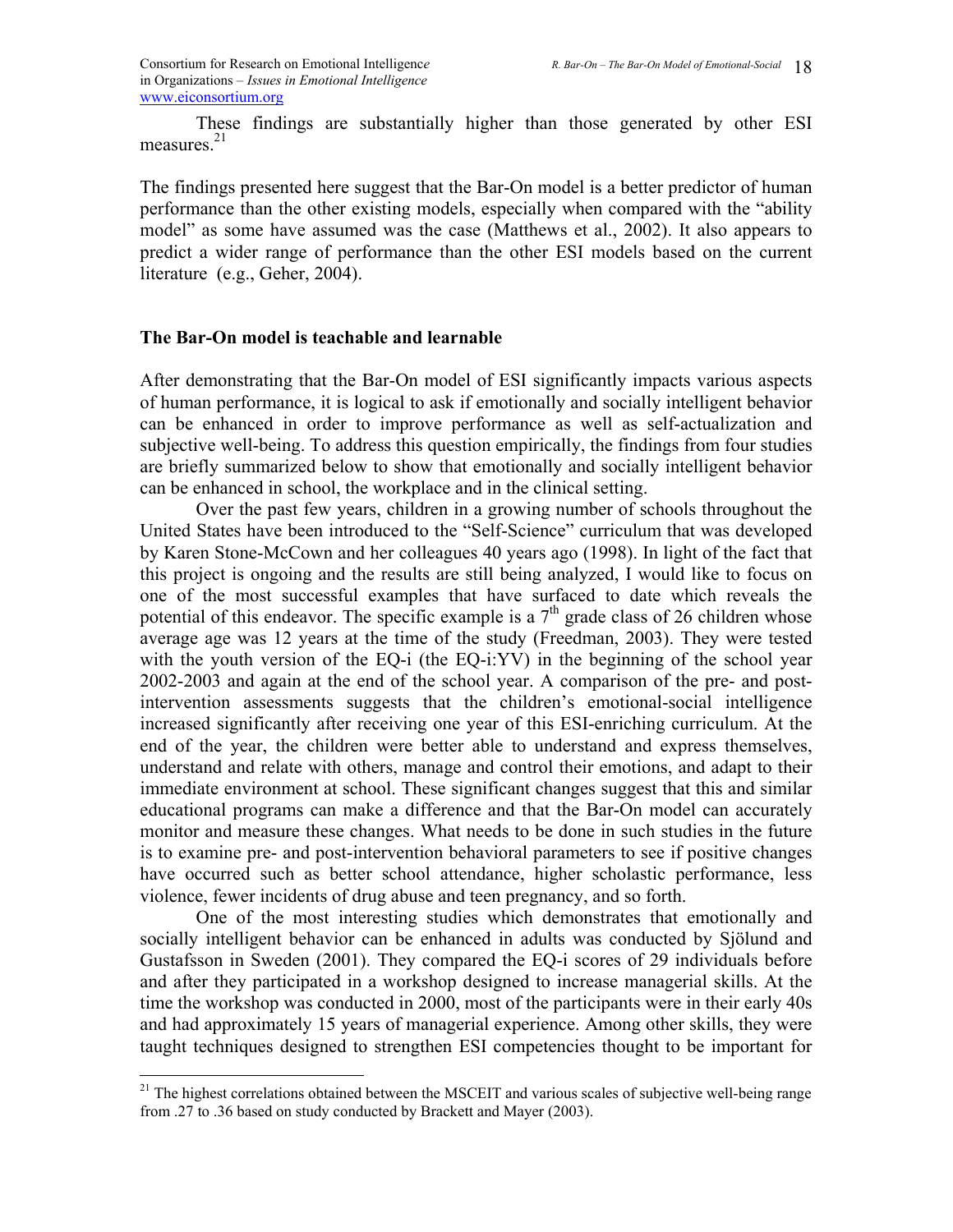These findings are substantially higher than those generated by other ESI measures.[21]

The findings presented here suggest that the Bar-On model is a better predictor of human performance than the other existing models, especially when compared with the "ability model" as some have assumed was the case (Matthews et al., 2002). It also appears to predict a wider range of performance than the other ESI models based on the current literature (e.g., Geher, 2004).

## The Bar-On model is teachable and learnable

After demonstrating that the Bar-On model of ESI significantly impacts various aspects of human performance, it is logical to ask if emotionally and socially intelligent behavior can be enhanced in order to improve performance as well as self-actualization and subjective well-being. To address this question empirically, the findings from four studies are briefly summarized below to show that emotionally and socially intelligent behavior can be enhanced in school, the workplace and in the clinical setting.

Over the past few years, children in a growing number of schools throughout the United States have been introduced to the "Self-Science" curriculum that was developed by Karen Stone-McCown and her colleagues 40 years ago (1998). In light of the fact that this project is ongoing and the results are still being analyzed, I would like to focus on one of the most successful examples that have surfaced to date which reveals the potential of this endeavor. The specific example is a 7th grade class of 26 children whose average age was 12 years at the time of the study (Freedman, 2003). They were tested with the youth version of the EQ-i (the EQ-i:YV) in the beginning of the school year 2002-2003 and again at the end of the school year. A comparison of the pre- and post-intervention assessments suggests that the children's emotional-social intelligence increased significantly after receiving one year of this ESI-enriching curriculum. At the end of the year, the children were better able to understand and express themselves, understand and relate with others, manage and control their emotions, and adapt to their immediate environment at school. These significant changes suggest that this and similar educational programs can make a difference and that the Bar-On model can accurately monitor and measure these changes. What needs to be done in such studies in the future is to examine pre- and post-intervention behavioral parameters to see if positive changes have occurred such as better school attendance, higher scholastic performance, less violence, fewer incidents of drug abuse and teen pregnancy, and so forth.

One of the most interesting studies which demonstrates that emotionally and socially intelligent behavior can be enhanced in adults was conducted by Sjölund and Gustafsson in Sweden (2001). They compared the EQ-i scores of 29 individuals before and after they participated in a workshop designed to increase managerial skills. At the time the workshop was conducted in 2000, most of the participants were in their early 40s and had approximately 15 years of managerial experience. Among other skills, they were taught techniques designed to strengthen ESI competencies thought to be important for

[21] The highest correlations obtained between the MSCEIT and various scales of subjective well-being range from .27 to .36 based on study conducted by Brackett and Mayer (2003).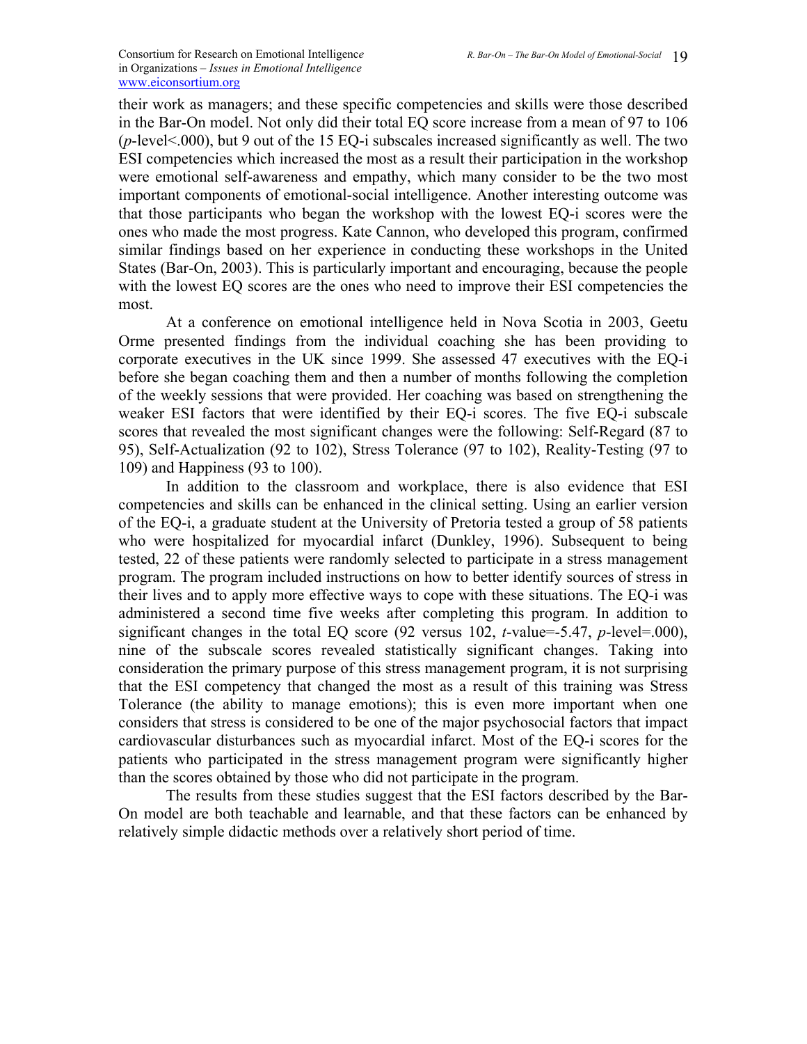their work as managers; and these specific competencies and skills were those described in the Bar-On model. Not only did their total EQ score increase from a mean of 97 to 106 ($p$-level<.000), but 9 out of the 15 EQ-i subscales increased significantly as well. The two ESI competencies which increased the most as a result their participation in the workshop were emotional self-awareness and empathy, which many consider to be the two most important components of emotional-social intelligence. Another interesting outcome was that those participants who began the workshop with the lowest EQ-i scores were the ones who made the most progress. Kate Cannon, who developed this program, confirmed similar findings based on her experience in conducting these workshops in the United States (Bar-On, 2003). This is particularly important and encouraging, because the people with the lowest EQ scores are the ones who need to improve their ESI competencies the most.

At a conference on emotional intelligence held in Nova Scotia in 2003, Geetu Orme presented findings from the individual coaching she has been providing to corporate executives in the UK since 1999. She assessed 47 executives with the EQ-i before she began coaching them and then a number of months following the completion of the weekly sessions that were provided. Her coaching was based on strengthening the weaker ESI factors that were identified by their EQ-i scores. The five EQ-i subscale scores that revealed the most significant changes were the following: Self-Regard (87 to 95), Self-Actualization (92 to 102), Stress Tolerance (97 to 102), Reality-Testing (97 to 109) and Happiness (93 to 100).

In addition to the classroom and workplace, there is also evidence that ESI competencies and skills can be enhanced in the clinical setting. Using an earlier version of the EQ-i, a graduate student at the University of Pretoria tested a group of 58 patients who were hospitalized for myocardial infarct (Dunkley, 1996). Subsequent to being tested, 22 of these patients were randomly selected to participate in a stress management program. The program included instructions on how to better identify sources of stress in their lives and to apply more effective ways to cope with these situations. The EQ-i was administered a second time five weeks after completing this program. In addition to significant changes in the total EQ score (92 versus 102, $t$-value=-5.47, $p$-level=.000), nine of the subscale scores revealed statistically significant changes. Taking into consideration the primary purpose of this stress management program, it is not surprising that the ESI competency that changed the most as a result of this training was Stress Tolerance (the ability to manage emotions); this is even more important when one considers that stress is considered to be one of the major psychosocial factors that impact cardiovascular disturbances such as myocardial infarct. Most of the EQ-i scores for the patients who participated in the stress management program were significantly higher than the scores obtained by those who did not participate in the program.

The results from these studies suggest that the ESI factors described by the Bar-On model are both teachable and learnable, and that these factors can be enhanced by relatively simple didactic methods over a relatively short period of time.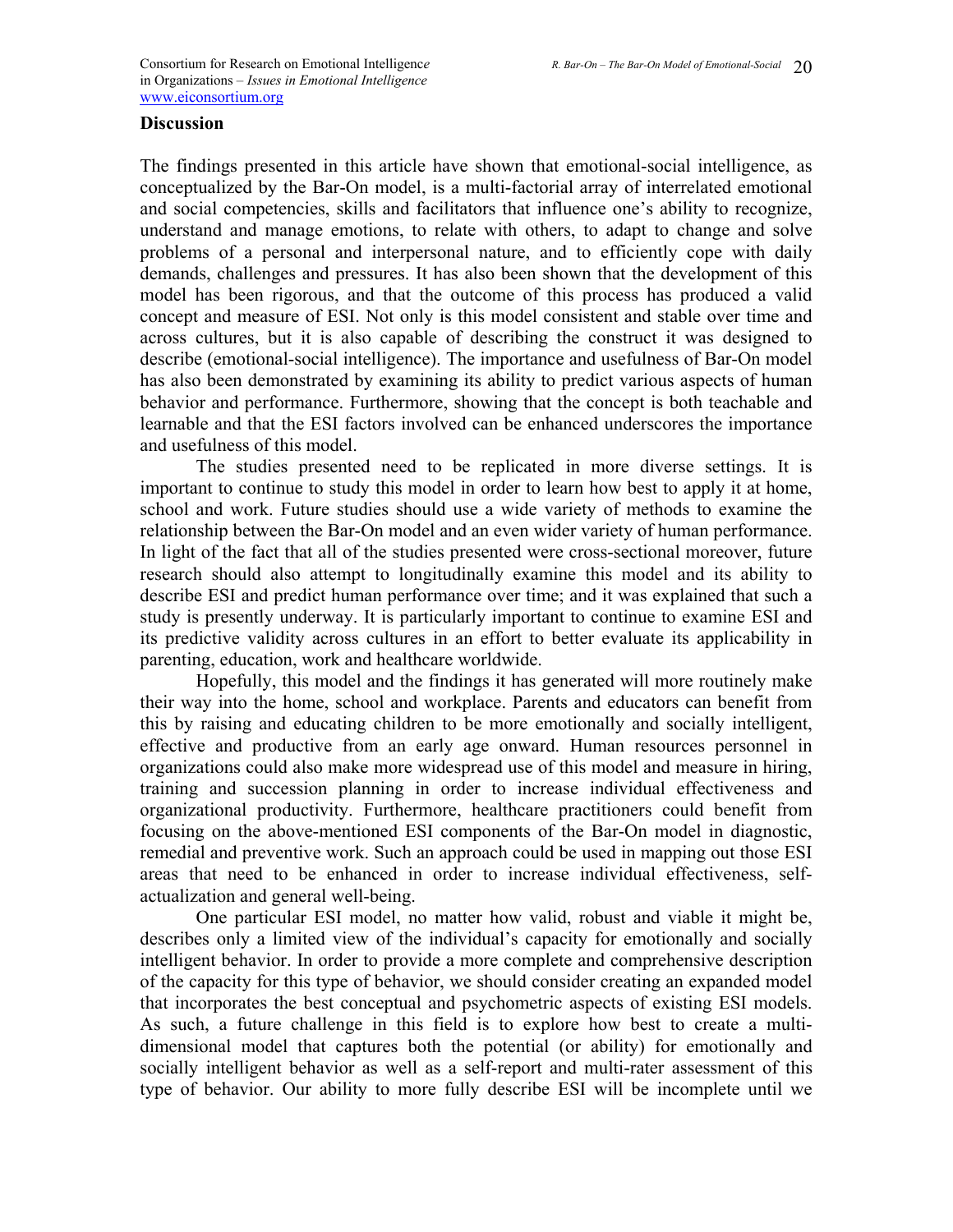## Discussion

The findings presented in this article have shown that emotional-social intelligence, as conceptualized by the Bar-On model, is a multi-factorial array of interrelated emotional and social competencies, skills and facilitators that influence one's ability to recognize, understand and manage emotions, to relate with others, to adapt to change and solve problems of a personal and interpersonal nature, and to efficiently cope with daily demands, challenges and pressures. It has also been shown that the development of this model has been rigorous, and that the outcome of this process has produced a valid concept and measure of ESI. Not only is this model consistent and stable over time and across cultures, but it is also capable of describing the construct it was designed to describe (emotional-social intelligence). The importance and usefulness of Bar-On model has also been demonstrated by examining its ability to predict various aspects of human behavior and performance. Furthermore, showing that the concept is both teachable and learnable and that the ESI factors involved can be enhanced underscores the importance and usefulness of this model.

The studies presented need to be replicated in more diverse settings. It is important to continue to study this model in order to learn how best to apply it at home, school and work. Future studies should use a wide variety of methods to examine the relationship between the Bar-On model and an even wider variety of human performance. In light of the fact that all of the studies presented were cross-sectional moreover, future research should also attempt to longitudinally examine this model and its ability to describe ESI and predict human performance over time; and it was explained that such a study is presently underway. It is particularly important to continue to examine ESI and its predictive validity across cultures in an effort to better evaluate its applicability in parenting, education, work and healthcare worldwide.

Hopefully, this model and the findings it has generated will more routinely make their way into the home, school and workplace. Parents and educators can benefit from this by raising and educating children to be more emotionally and socially intelligent, effective and productive from an early age onward. Human resources personnel in organizations could also make more widespread use of this model and measure in hiring, training and succession planning in order to increase individual effectiveness and organizational productivity. Furthermore, healthcare practitioners could benefit from focusing on the above-mentioned ESI components of the Bar-On model in diagnostic, remedial and preventive work. Such an approach could be used in mapping out those ESI areas that need to be enhanced in order to increase individual effectiveness, self-actualization and general well-being.

One particular ESI model, no matter how valid, robust and viable it might be, describes only a limited view of the individual's capacity for emotionally and socially intelligent behavior. In order to provide a more complete and comprehensive description of the capacity for this type of behavior, we should consider creating an expanded model that incorporates the best conceptual and psychometric aspects of existing ESI models. As such, a future challenge in this field is to explore how best to create a multi-dimensional model that captures both the potential (or ability) for emotionally and socially intelligent behavior as well as a self-report and multi-rater assessment of this type of behavior. Our ability to more fully describe ESI will be incomplete until we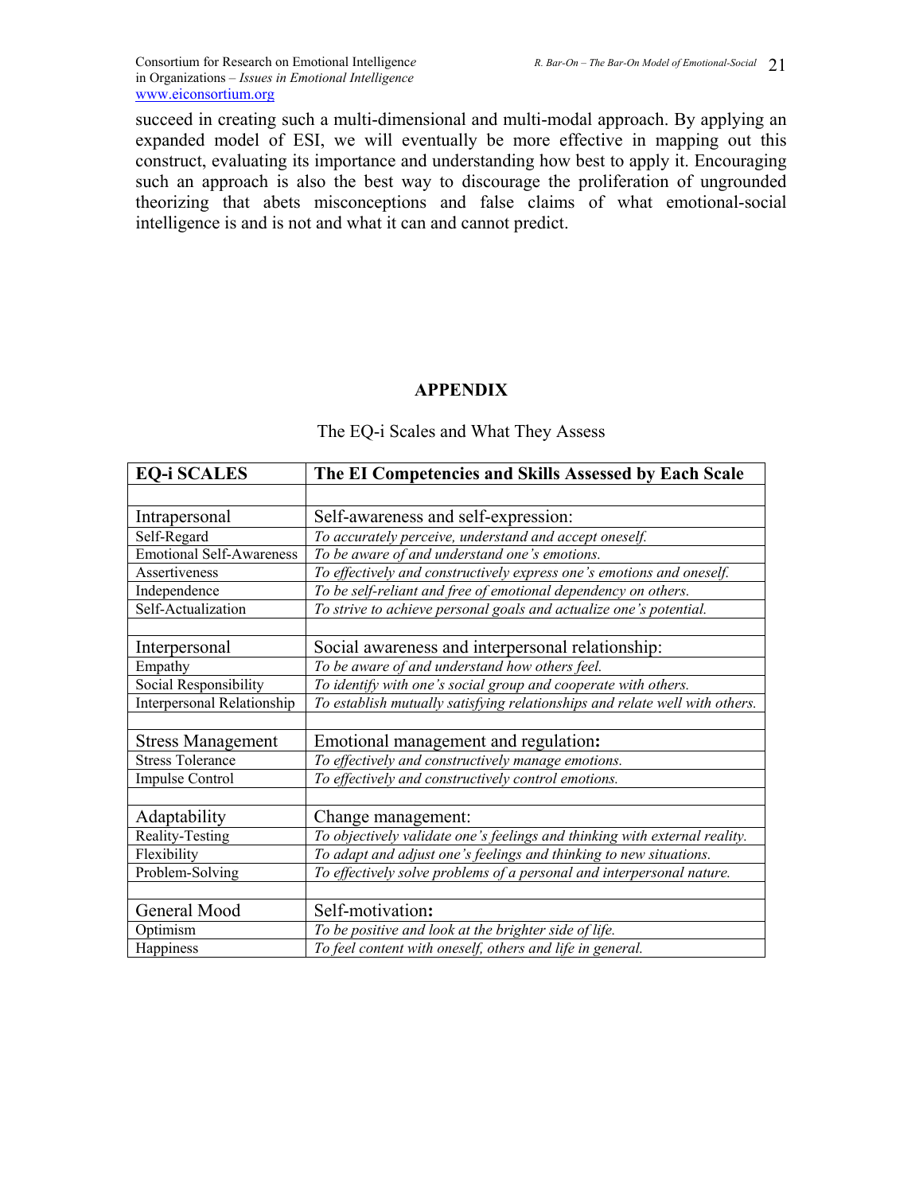succeed in creating such a multi-dimensional and multi-modal approach. By applying an expanded model of ESI, we will eventually be more effective in mapping out this construct, evaluating its importance and understanding how best to apply it. Encouraging such an approach is also the best way to discourage the proliferation of ungrounded theorizing that abets misconceptions and false claims of what emotional-social intelligence is and is not and what it can and cannot predict.

## APPENDIX

The EQ-i Scales and What They Assess

| **EQ-i SCALES** | **The EI Competencies and Skills Assessed by Each Scale** |
|---|---|
| | |
| Intrapersonal | Self-awareness and self-expression: |
| Self-Regard | *To accurately perceive, understand and accept oneself.* |
| Emotional Self-Awareness | *To be aware of and understand one's emotions.* |
| Assertiveness | *To effectively and constructively express one's emotions and oneself.* |
| Independence | *To be self-reliant and free of emotional dependency on others.* |
| Self-Actualization | *To strive to achieve personal goals and actualize one's potential.* |
| | |
| Interpersonal | Social awareness and interpersonal relationship: |
| Empathy | *To be aware of and understand how others feel.* |
| Social Responsibility | *To identify with one's social group and cooperate with others.* |
| Interpersonal Relationship | *To establish mutually satisfying relationships and relate well with others.* |
| | |
| Stress Management | Emotional management and regulation**:** |
| Stress Tolerance | *To effectively and constructively manage emotions.* |
| Impulse Control | *To effectively and constructively control emotions.* |
| | |
| Adaptability | Change management: |
| Reality-Testing | *To objectively validate one's feelings and thinking with external reality.* |
| Flexibility | *To adapt and adjust one's feelings and thinking to new situations.* |
| Problem-Solving | *To effectively solve problems of a personal and interpersonal nature.* |
| | |
| General Mood | Self-motivation**:** |
| Optimism | *To be positive and look at the brighter side of life.* |
| Happiness | *To feel content with oneself, others and life in general.* |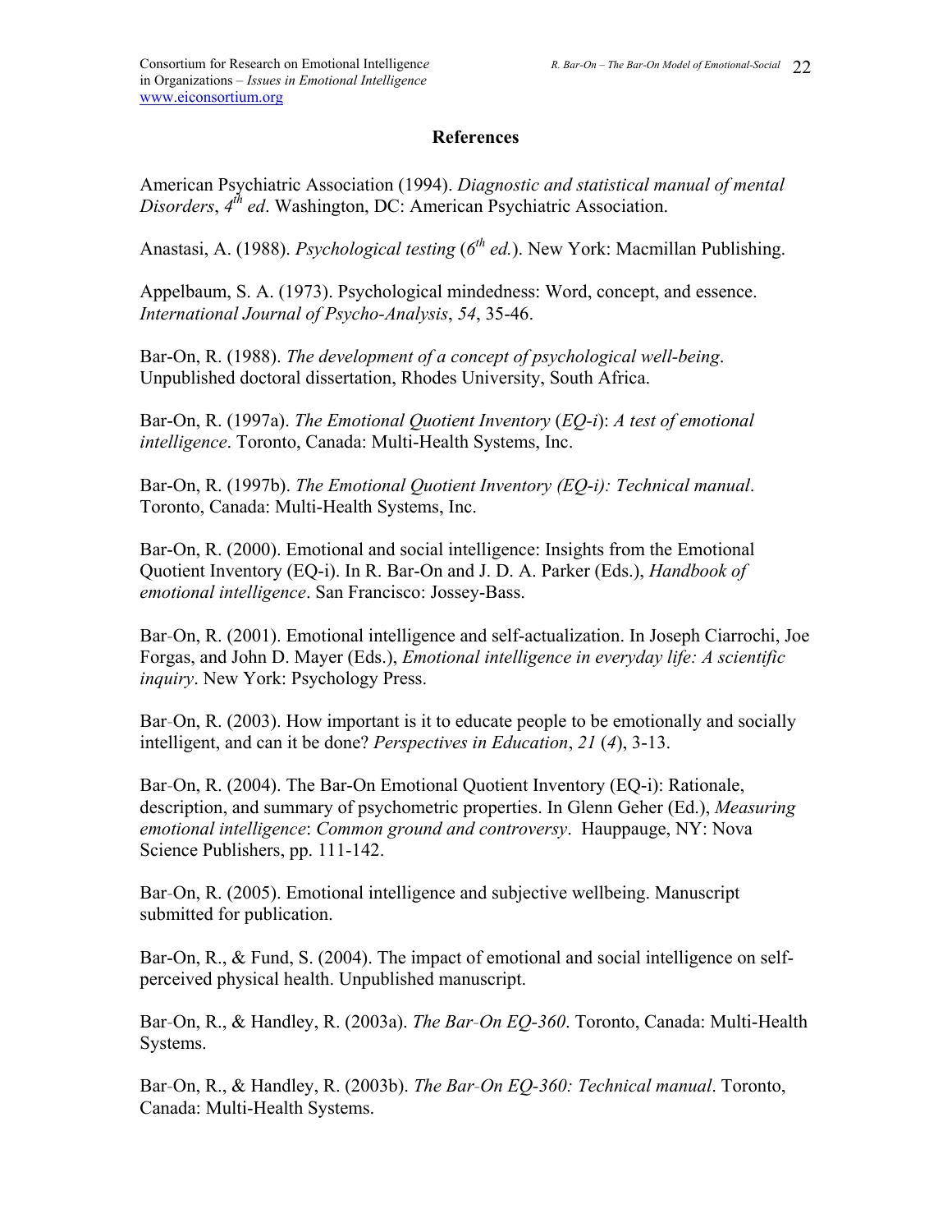## References

American Psychiatric Association (1994). *Diagnostic and statistical manual of mental Disorders*, *4th ed*. Washington, DC: American Psychiatric Association.

Anastasi, A. (1988). *Psychological testing* (*6th ed.*). New York: Macmillan Publishing.

Appelbaum, S. A. (1973). Psychological mindedness: Word, concept, and essence. *International Journal of Psycho-Analysis*, *54*, 35-46.

Bar-On, R. (1988). *The development of a concept of psychological well-being*. Unpublished doctoral dissertation, Rhodes University, South Africa.

Bar-On, R. (1997a). *The Emotional Quotient Inventory* (*EQ-i*): *A test of emotional intelligence*. Toronto, Canada: Multi-Health Systems, Inc.

Bar-On, R. (1997b). *The Emotional Quotient Inventory (EQ-i): Technical manual*. Toronto, Canada: Multi-Health Systems, Inc.

Bar-On, R. (2000). Emotional and social intelligence: Insights from the Emotional Quotient Inventory (EQ-i). In R. Bar-On and J. D. A. Parker (Eds.), *Handbook of emotional intelligence*. San Francisco: Jossey-Bass.

Bar-On, R. (2001). Emotional intelligence and self-actualization. In Joseph Ciarrochi, Joe Forgas, and John D. Mayer (Eds.), *Emotional intelligence in everyday life: A scientific inquiry*. New York: Psychology Press.

Bar-On, R. (2003). How important is it to educate people to be emotionally and socially intelligent, and can it be done? *Perspectives in Education*, *21* (*4*), 3-13.

Bar-On, R. (2004). The Bar-On Emotional Quotient Inventory (EQ-i): Rationale, description, and summary of psychometric properties. In Glenn Geher (Ed.), *Measuring emotional intelligence*: *Common ground and controversy*. Hauppauge, NY: Nova Science Publishers, pp. 111-142.

Bar-On, R. (2005). Emotional intelligence and subjective wellbeing. Manuscript submitted for publication.

Bar-On, R., & Fund, S. (2004). The impact of emotional and social intelligence on self-perceived physical health. Unpublished manuscript.

Bar-On, R., & Handley, R. (2003a). *The Bar-On EQ-360*. Toronto, Canada: Multi-Health Systems.

Bar-On, R., & Handley, R. (2003b). *The Bar-On EQ-360: Technical manual*. Toronto, Canada: Multi-Health Systems.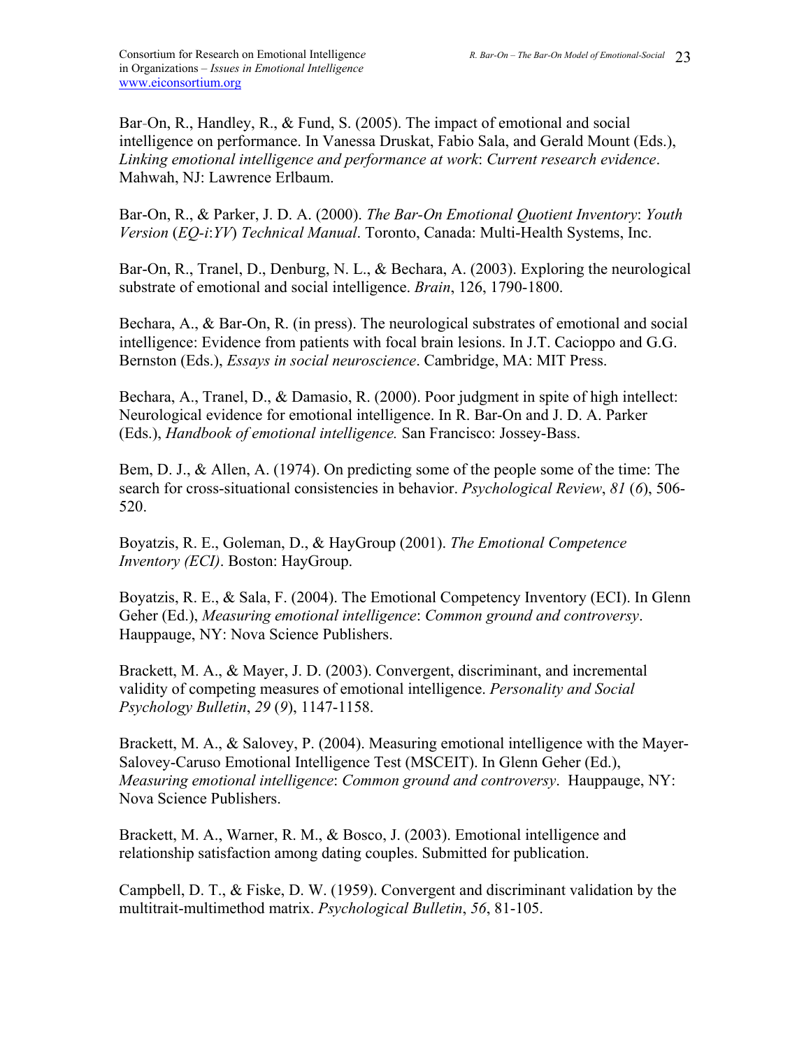Bar-On, R., Handley, R., & Fund, S. (2005). The impact of emotional and social intelligence on performance. In Vanessa Druskat, Fabio Sala, and Gerald Mount (Eds.), *Linking emotional intelligence and performance at work*: *Current research evidence*. Mahwah, NJ: Lawrence Erlbaum.

Bar-On, R., & Parker, J. D. A. (2000). *The Bar-On Emotional Quotient Inventory*: *Youth Version* (*EQ-i*:*YV*) *Technical Manual*. Toronto, Canada: Multi-Health Systems, Inc.

Bar-On, R., Tranel, D., Denburg, N. L., & Bechara, A. (2003). Exploring the neurological substrate of emotional and social intelligence. *Brain*, 126, 1790-1800.

Bechara, A., & Bar-On, R. (in press). The neurological substrates of emotional and social intelligence: Evidence from patients with focal brain lesions. In J.T. Cacioppo and G.G. Bernston (Eds.), *Essays in social neuroscience*. Cambridge, MA: MIT Press.

Bechara, A., Tranel, D., & Damasio, R. (2000). Poor judgment in spite of high intellect: Neurological evidence for emotional intelligence. In R. Bar-On and J. D. A. Parker (Eds.), *Handbook of emotional intelligence.* San Francisco: Jossey-Bass.

Bem, D. J., & Allen, A. (1974). On predicting some of the people some of the time: The search for cross-situational consistencies in behavior. *Psychological Review*, *81* (*6*), 506-520.

Boyatzis, R. E., Goleman, D., & HayGroup (2001). *The Emotional Competence Inventory (ECI)*. Boston: HayGroup.

Boyatzis, R. E., & Sala, F. (2004). The Emotional Competency Inventory (ECI). In Glenn Geher (Ed.), *Measuring emotional intelligence*: *Common ground and controversy*. Hauppauge, NY: Nova Science Publishers.

Brackett, M. A., & Mayer, J. D. (2003). Convergent, discriminant, and incremental validity of competing measures of emotional intelligence. *Personality and Social Psychology Bulletin*, *29* (*9*), 1147-1158.

Brackett, M. A., & Salovey, P. (2004). Measuring emotional intelligence with the Mayer-Salovey-Caruso Emotional Intelligence Test (MSCEIT). In Glenn Geher (Ed.), *Measuring emotional intelligence*: *Common ground and controversy*. Hauppauge, NY: Nova Science Publishers.

Brackett, M. A., Warner, R. M., & Bosco, J. (2003). Emotional intelligence and relationship satisfaction among dating couples. Submitted for publication.

Campbell, D. T., & Fiske, D. W. (1959). Convergent and discriminant validation by the multitrait-multimethod matrix. *Psychological Bulletin*, *56*, 81-105.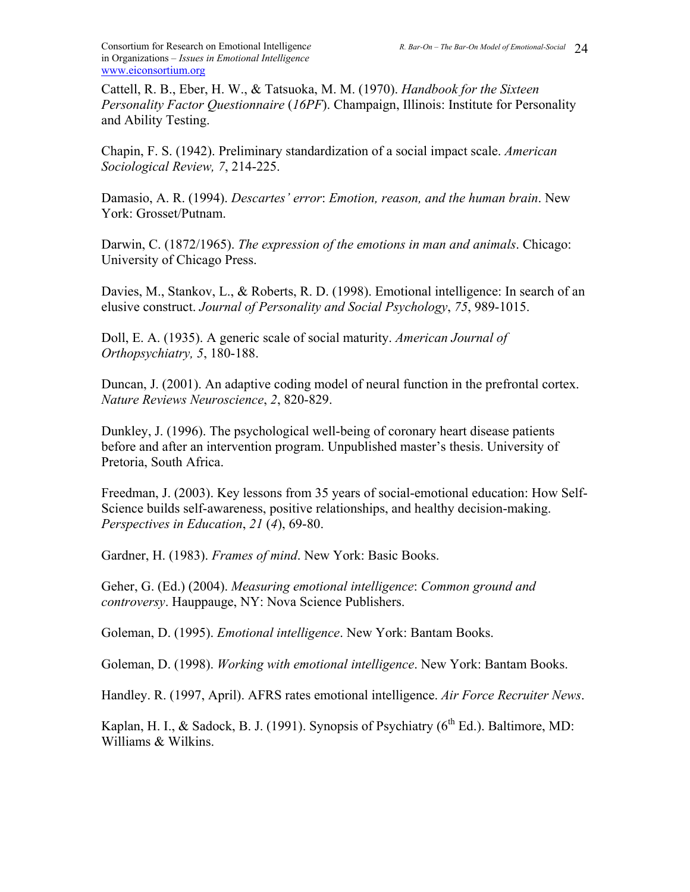Cattell, R. B., Eber, H. W., & Tatsuoka, M. M. (1970). *Handbook for the Sixteen Personality Factor Questionnaire* (*16PF*). Champaign, Illinois: Institute for Personality and Ability Testing.

Chapin, F. S. (1942). Preliminary standardization of a social impact scale. *American Sociological Review, 7*, 214-225.

Damasio, A. R. (1994). *Descartes' error*: *Emotion, reason, and the human brain*. New York: Grosset/Putnam.

Darwin, C. (1872/1965). *The expression of the emotions in man and animals*. Chicago: University of Chicago Press.

Davies, M., Stankov, L., & Roberts, R. D. (1998). Emotional intelligence: In search of an elusive construct. *Journal of Personality and Social Psychology*, *75*, 989-1015.

Doll, E. A. (1935). A generic scale of social maturity. *American Journal of Orthopsychiatry, 5*, 180-188.

Duncan, J. (2001). An adaptive coding model of neural function in the prefrontal cortex. *Nature Reviews Neuroscience*, *2*, 820-829.

Dunkley, J. (1996). The psychological well-being of coronary heart disease patients before and after an intervention program. Unpublished master's thesis. University of Pretoria, South Africa.

Freedman, J. (2003). Key lessons from 35 years of social-emotional education: How Self-Science builds self-awareness, positive relationships, and healthy decision-making. *Perspectives in Education*, *21* (*4*), 69-80.

Gardner, H. (1983). *Frames of mind*. New York: Basic Books.

Geher, G. (Ed.) (2004). *Measuring emotional intelligence*: *Common ground and controversy*. Hauppauge, NY: Nova Science Publishers.

Goleman, D. (1995). *Emotional intelligence*. New York: Bantam Books.

Goleman, D. (1998). *Working with emotional intelligence*. New York: Bantam Books.

Handley. R. (1997, April). AFRS rates emotional intelligence. *Air Force Recruiter News*.

Kaplan, H. I., & Sadock, B. J. (1991). Synopsis of Psychiatry (6th Ed.). Baltimore, MD: Williams & Wilkins.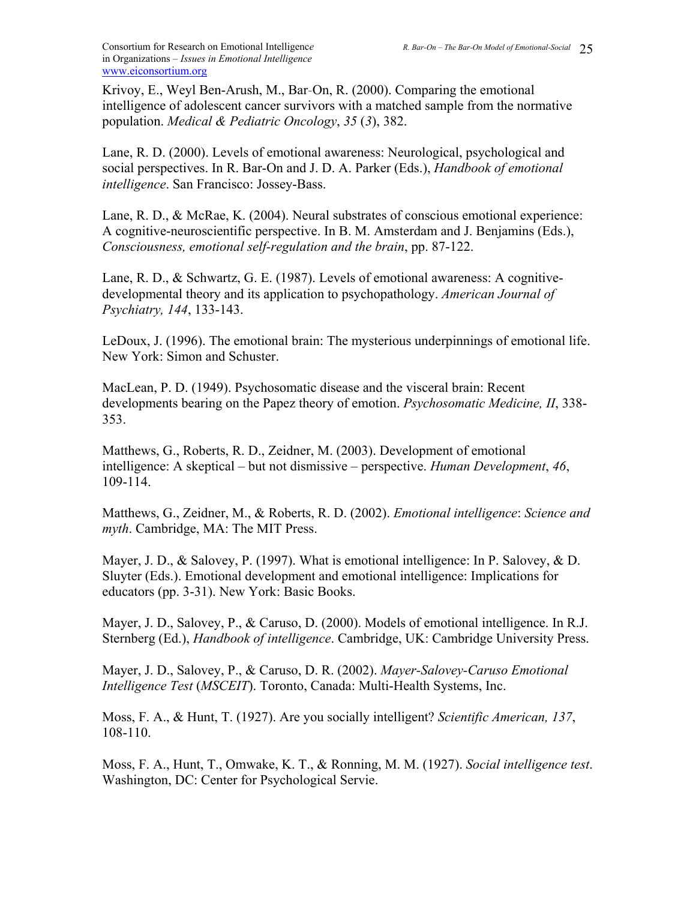Krivoy, E., Weyl Ben-Arush, M., Bar-On, R. (2000). Comparing the emotional intelligence of adolescent cancer survivors with a matched sample from the normative population. *Medical & Pediatric Oncology*, *35* (*3*), 382.

Lane, R. D. (2000). Levels of emotional awareness: Neurological, psychological and social perspectives. In R. Bar-On and J. D. A. Parker (Eds.), *Handbook of emotional intelligence*. San Francisco: Jossey-Bass.

Lane, R. D., & McRae, K. (2004). Neural substrates of conscious emotional experience: A cognitive-neuroscientific perspective. In B. M. Amsterdam and J. Benjamins (Eds.), *Consciousness, emotional self-regulation and the brain*, pp. 87-122.

Lane, R. D., & Schwartz, G. E. (1987). Levels of emotional awareness: A cognitive-developmental theory and its application to psychopathology. *American Journal of Psychiatry, 144*, 133-143.

LeDoux, J. (1996). The emotional brain: The mysterious underpinnings of emotional life. New York: Simon and Schuster.

MacLean, P. D. (1949). Psychosomatic disease and the visceral brain: Recent developments bearing on the Papez theory of emotion. *Psychosomatic Medicine, II*, 338-353.

Matthews, G., Roberts, R. D., Zeidner, M. (2003). Development of emotional intelligence: A skeptical – but not dismissive – perspective. *Human Development*, *46*, 109-114.

Matthews, G., Zeidner, M., & Roberts, R. D. (2002). *Emotional intelligence*: *Science and myth*. Cambridge, MA: The MIT Press.

Mayer, J. D., & Salovey, P. (1997). What is emotional intelligence: In P. Salovey, & D. Sluyter (Eds.). Emotional development and emotional intelligence: Implications for educators (pp. 3-31). New York: Basic Books.

Mayer, J. D., Salovey, P., & Caruso, D. (2000). Models of emotional intelligence. In R.J. Sternberg (Ed.), *Handbook of intelligence*. Cambridge, UK: Cambridge University Press.

Mayer, J. D., Salovey, P., & Caruso, D. R. (2002). *Mayer-Salovey-Caruso Emotional Intelligence Test* (*MSCEIT*). Toronto, Canada: Multi-Health Systems, Inc.

Moss, F. A., & Hunt, T. (1927). Are you socially intelligent? *Scientific American, 137*, 108-110.

Moss, F. A., Hunt, T., Omwake, K. T., & Ronning, M. M. (1927). *Social intelligence test*. Washington, DC: Center for Psychological Servie.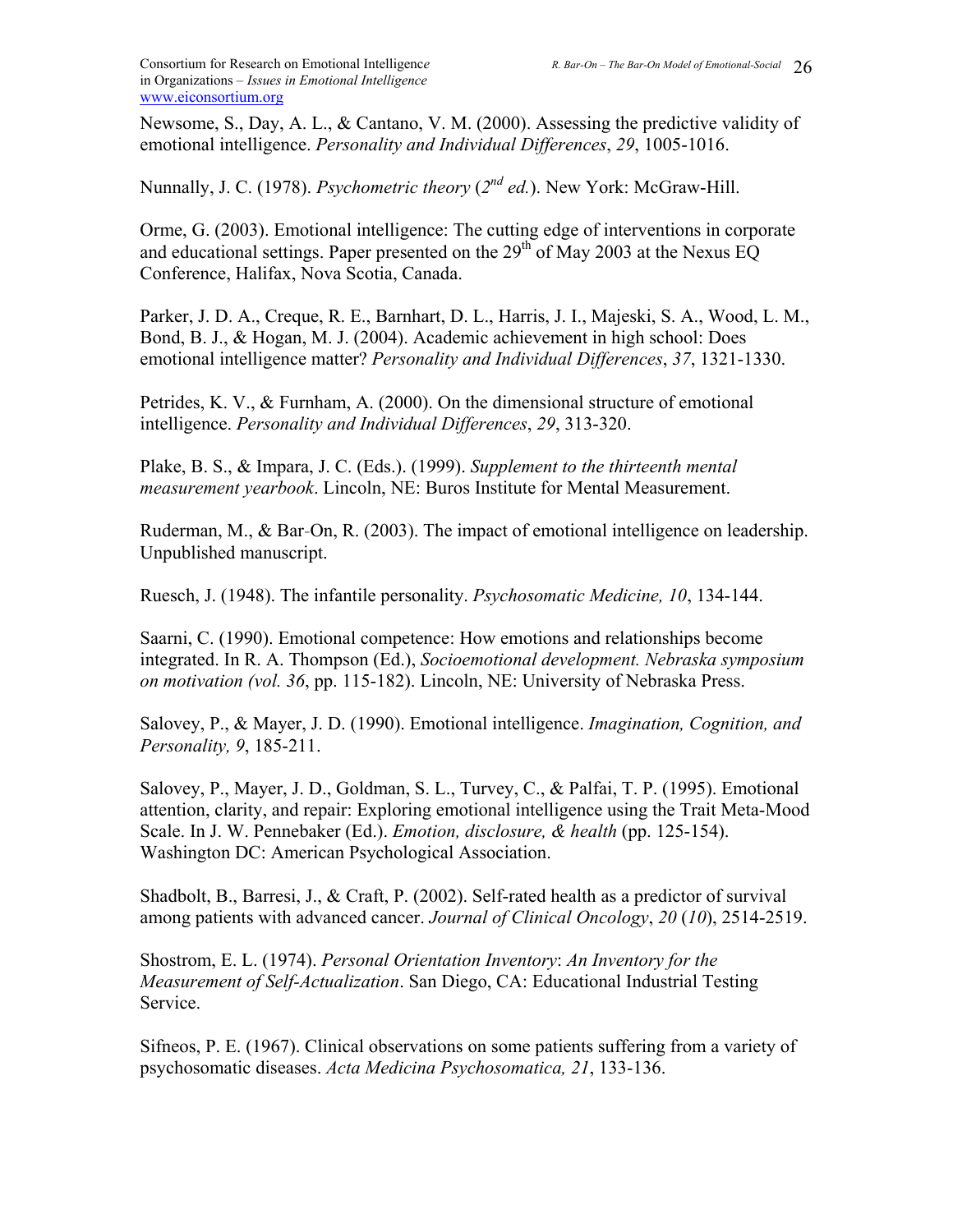Newsome, S., Day, A. L., & Cantano, V. M. (2000). Assessing the predictive validity of emotional intelligence. *Personality and Individual Differences*, *29*, 1005-1016.

Nunnally, J. C. (1978). *Psychometric theory* (*2nd ed.*). New York: McGraw-Hill.

Orme, G. (2003). Emotional intelligence: The cutting edge of interventions in corporate and educational settings. Paper presented on the 29th of May 2003 at the Nexus EQ Conference, Halifax, Nova Scotia, Canada.

Parker, J. D. A., Creque, R. E., Barnhart, D. L., Harris, J. I., Majeski, S. A., Wood, L. M., Bond, B. J., & Hogan, M. J. (2004). Academic achievement in high school: Does emotional intelligence matter? *Personality and Individual Differences*, *37*, 1321-1330.

Petrides, K. V., & Furnham, A. (2000). On the dimensional structure of emotional intelligence. *Personality and Individual Differences*, *29*, 313-320.

Plake, B. S., & Impara, J. C. (Eds.). (1999). *Supplement to the thirteenth mental measurement yearbook*. Lincoln, NE: Buros Institute for Mental Measurement.

Ruderman, M., & Bar-On, R. (2003). The impact of emotional intelligence on leadership. Unpublished manuscript.

Ruesch, J. (1948). The infantile personality. *Psychosomatic Medicine, 10*, 134-144.

Saarni, C. (1990). Emotional competence: How emotions and relationships become integrated. In R. A. Thompson (Ed.), *Socioemotional development. Nebraska symposium on motivation (vol. 36*, pp. 115-182). Lincoln, NE: University of Nebraska Press.

Salovey, P., & Mayer, J. D. (1990). Emotional intelligence. *Imagination, Cognition, and Personality, 9*, 185-211.

Salovey, P., Mayer, J. D., Goldman, S. L., Turvey, C., & Palfai, T. P. (1995). Emotional attention, clarity, and repair: Exploring emotional intelligence using the Trait Meta-Mood Scale. In J. W. Pennebaker (Ed.). *Emotion, disclosure, & health* (pp. 125-154). Washington DC: American Psychological Association.

Shadbolt, B., Barresi, J., & Craft, P. (2002). Self-rated health as a predictor of survival among patients with advanced cancer. *Journal of Clinical Oncology*, *20* (*10*), 2514-2519.

Shostrom, E. L. (1974). *Personal Orientation Inventory*: *An Inventory for the Measurement of Self-Actualization*. San Diego, CA: Educational Industrial Testing Service.

Sifneos, P. E. (1967). Clinical observations on some patients suffering from a variety of psychosomatic diseases. *Acta Medicina Psychosomatica, 21*, 133-136.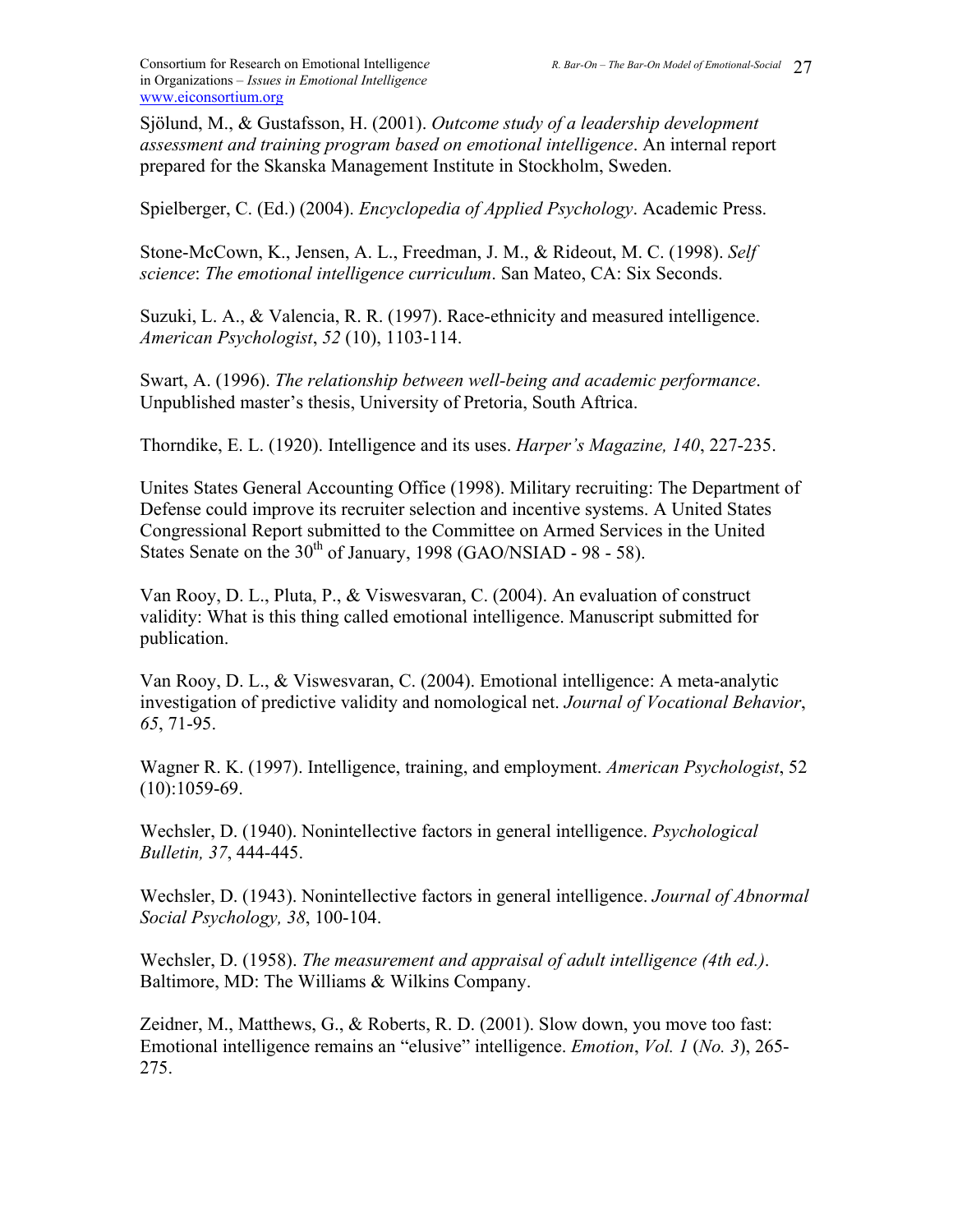Sjölund, M., & Gustafsson, H. (2001). *Outcome study of a leadership development assessment and training program based on emotional intelligence*. An internal report prepared for the Skanska Management Institute in Stockholm, Sweden.

Spielberger, C. (Ed.) (2004). *Encyclopedia of Applied Psychology*. Academic Press.

Stone-McCown, K., Jensen, A. L., Freedman, J. M., & Rideout, M. C. (1998). *Self science*: *The emotional intelligence curriculum*. San Mateo, CA: Six Seconds.

Suzuki, L. A., & Valencia, R. R. (1997). Race-ethnicity and measured intelligence. *American Psychologist*, *52* (10), 1103-114.

Swart, A. (1996). *The relationship between well-being and academic performance*. Unpublished master's thesis, University of Pretoria, South Aftrica.

Thorndike, E. L. (1920). Intelligence and its uses. *Harper's Magazine, 140*, 227-235.

Unites States General Accounting Office (1998). Military recruiting: The Department of Defense could improve its recruiter selection and incentive systems. A United States Congressional Report submitted to the Committee on Armed Services in the United States Senate on the 30th of January, 1998 (GAO/NSIAD - 98 - 58).

Van Rooy, D. L., Pluta, P., & Viswesvaran, C. (2004). An evaluation of construct validity: What is this thing called emotional intelligence. Manuscript submitted for publication.

Van Rooy, D. L., & Viswesvaran, C. (2004). Emotional intelligence: A meta-analytic investigation of predictive validity and nomological net. *Journal of Vocational Behavior*, *65*, 71-95.

Wagner R. K. (1997). Intelligence, training, and employment. *American Psychologist*, 52 (10):1059-69.

Wechsler, D. (1940). Nonintellective factors in general intelligence. *Psychological Bulletin, 37*, 444-445.

Wechsler, D. (1943). Nonintellective factors in general intelligence. *Journal of Abnormal Social Psychology, 38*, 100-104.

Wechsler, D. (1958). *The measurement and appraisal of adult intelligence (4th ed.)*. Baltimore, MD: The Williams & Wilkins Company.

Zeidner, M., Matthews, G., & Roberts, R. D. (2001). Slow down, you move too fast: Emotional intelligence remains an "elusive" intelligence. *Emotion*, *Vol. 1* (*No. 3*), 265-275.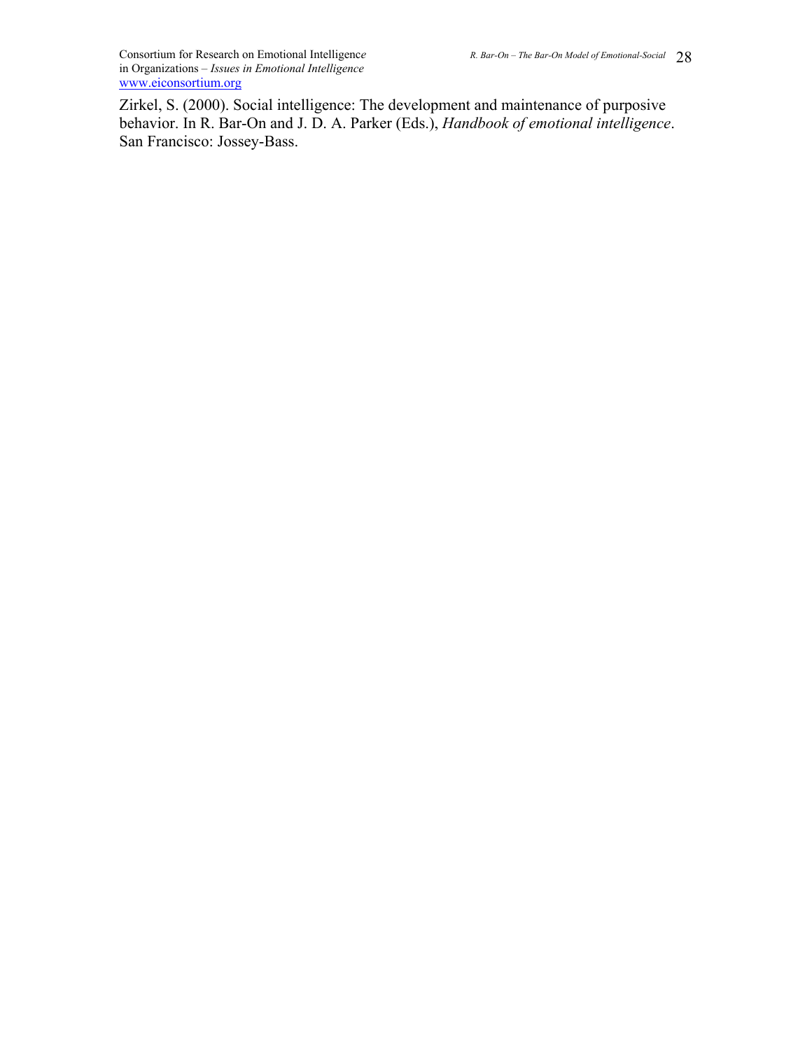Zirkel, S. (2000). Social intelligence: The development and maintenance of purposive behavior. In R. Bar-On and J. D. A. Parker (Eds.), *Handbook of emotional intelligence*. San Francisco: Jossey-Bass.